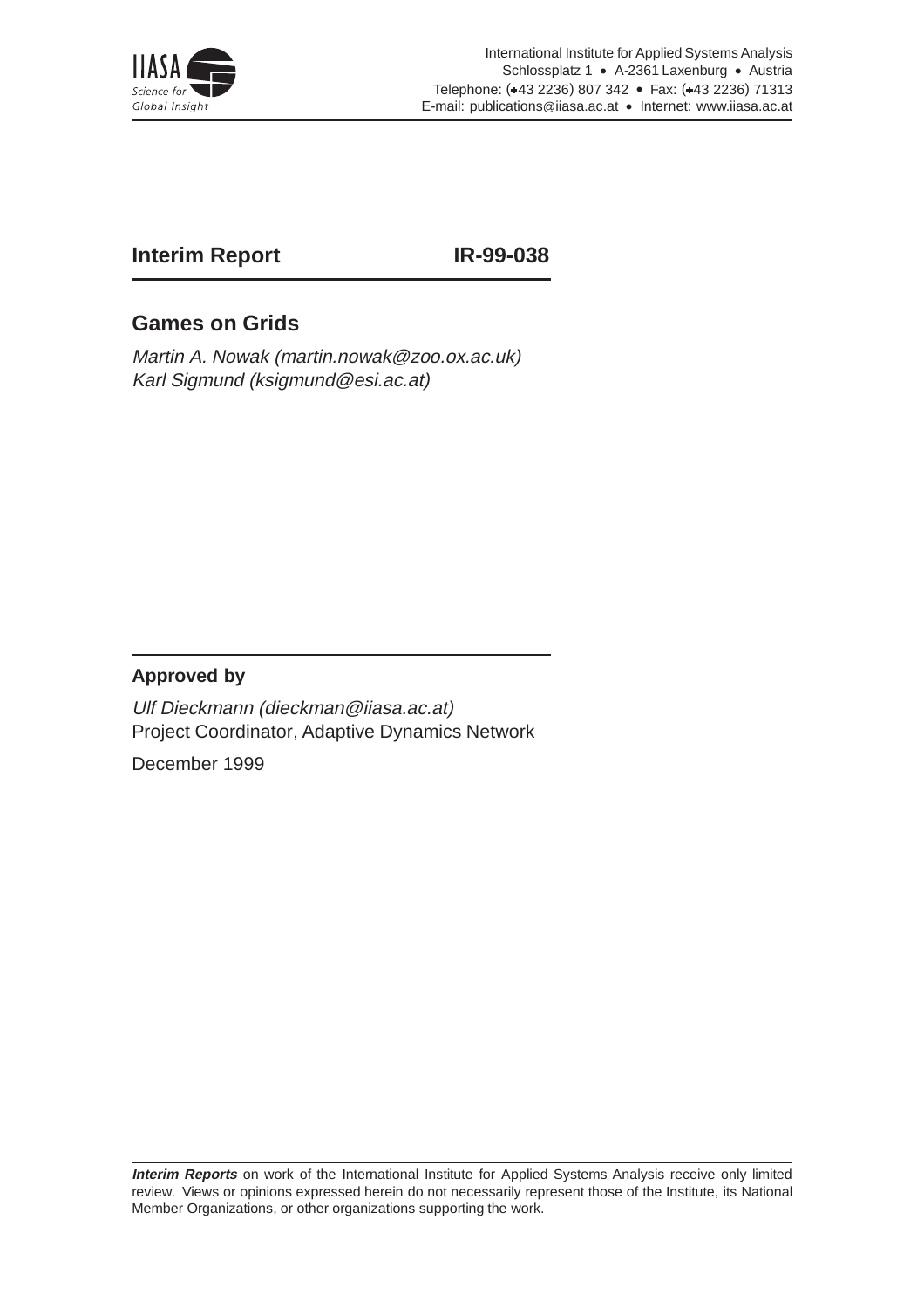International Institute for Applied Systems Analysis
Schlossplatz 1 • A-2361 Laxenburg • Austria
Telephone: (+43 2236) 807 342 • Fax: (+43 2236) 71313
E-mail: publications@iiasa.ac.at • Internet: www.iiasa.ac.at

**Interim Report** **IR-99-038**

# Games on Grids

*Martin A. Nowak (martin.nowak@zoo.ox.ac.uk)*
*Karl Sigmund (ksigmund@esi.ac.at)*

**Approved by**

*Ulf Dieckmann (dieckman@iiasa.ac.at)*
Project Coordinator, Adaptive Dynamics Network

December 1999

***Interim Reports*** on work of the International Institute for Applied Systems Analysis receive only limited review. Views or opinions expressed herein do not necessarily represent those of the Institute, its National Member Organizations, or other organizations supporting the work.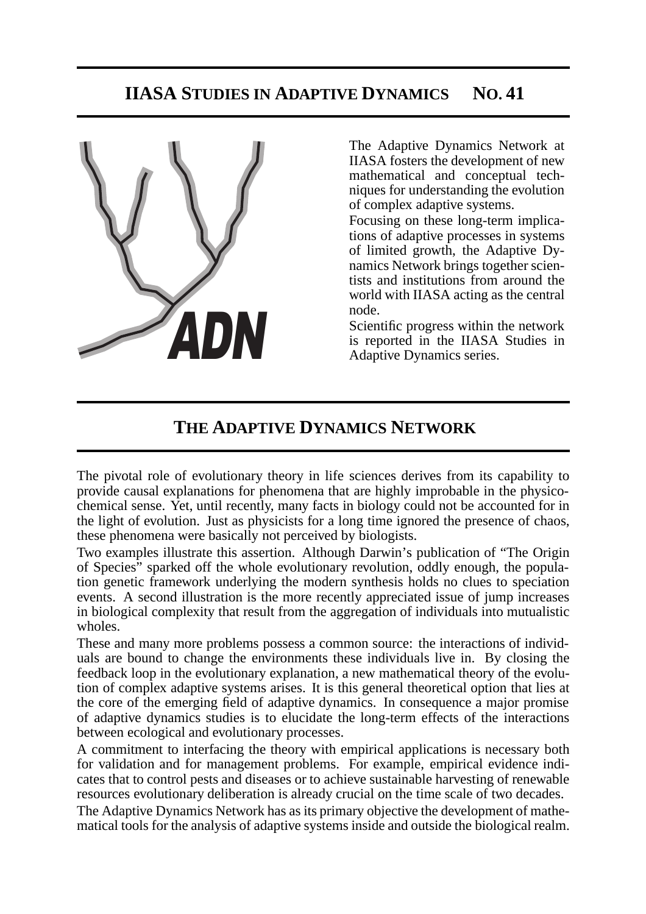# IIASA STUDIES IN ADAPTIVE DYNAMICS NO. 41

The Adaptive Dynamics Network at IIASA fosters the development of new mathematical and conceptual techniques for understanding the evolution of complex adaptive systems.

Focusing on these long-term implications of adaptive processes in systems of limited growth, the Adaptive Dynamics Network brings together scientists and institutions from around the world with IIASA acting as the central node.

Scientific progress within the network is reported in the IIASA Studies in Adaptive Dynamics series.

## THE ADAPTIVE DYNAMICS NETWORK

The pivotal role of evolutionary theory in life sciences derives from its capability to provide causal explanations for phenomena that are highly improbable in the physicochemical sense. Yet, until recently, many facts in biology could not be accounted for in the light of evolution. Just as physicists for a long time ignored the presence of chaos, these phenomena were basically not perceived by biologists.

Two examples illustrate this assertion. Although Darwin's publication of "The Origin of Species" sparked off the whole evolutionary revolution, oddly enough, the population genetic framework underlying the modern synthesis holds no clues to speciation events. A second illustration is the more recently appreciated issue of jump increases in biological complexity that result from the aggregation of individuals into mutualistic wholes.

These and many more problems possess a common source: the interactions of individuals are bound to change the environments these individuals live in. By closing the feedback loop in the evolutionary explanation, a new mathematical theory of the evolution of complex adaptive systems arises. It is this general theoretical option that lies at the core of the emerging field of adaptive dynamics. In consequence a major promise of adaptive dynamics studies is to elucidate the long-term effects of the interactions between ecological and evolutionary processes.

A commitment to interfacing the theory with empirical applications is necessary both for validation and for management problems. For example, empirical evidence indicates that to control pests and diseases or to achieve sustainable harvesting of renewable resources evolutionary deliberation is already crucial on the time scale of two decades.

The Adaptive Dynamics Network has as its primary objective the development of mathematical tools for the analysis of adaptive systems inside and outside the biological realm.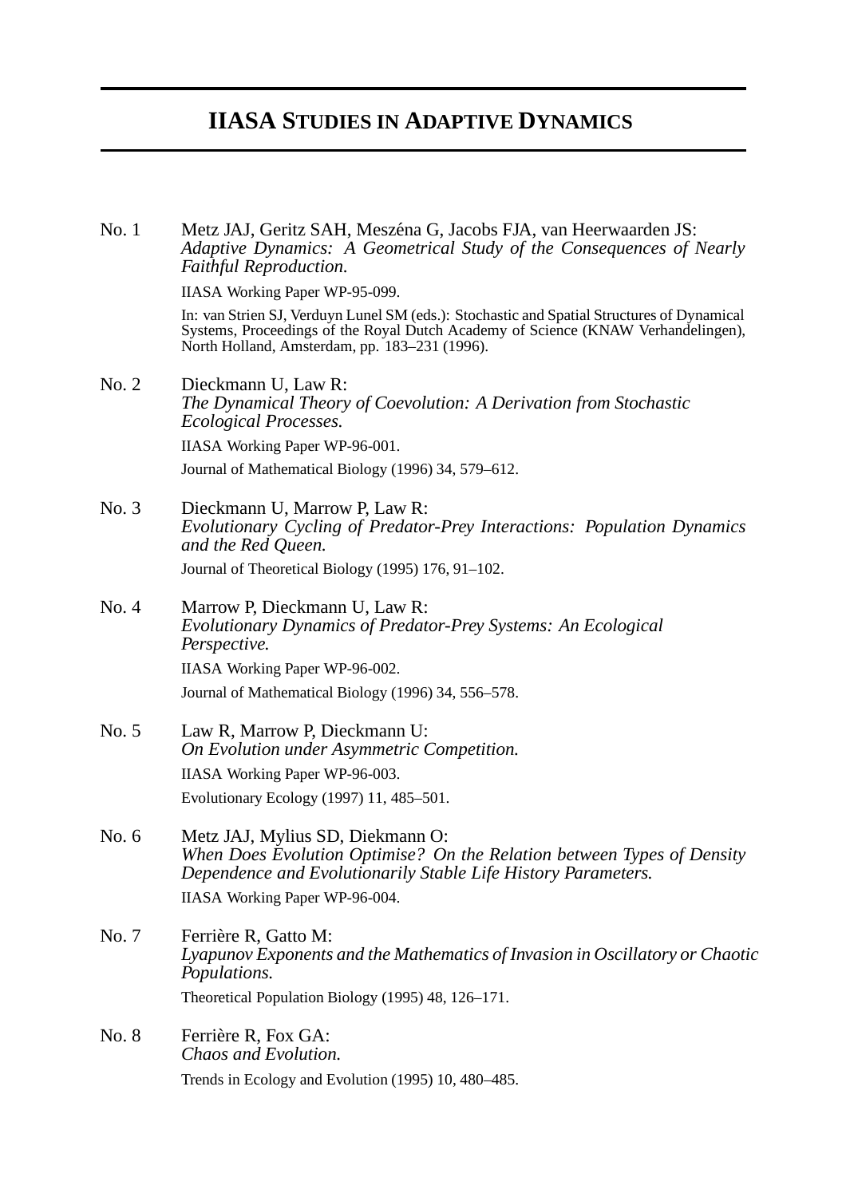# IIASA STUDIES IN ADAPTIVE DYNAMICS

No. 1 Metz JAJ, Geritz SAH, Meszéna G, Jacobs FJA, van Heerwaarden JS:
*Adaptive Dynamics: A Geometrical Study of the Consequences of Nearly Faithful Reproduction.*
IIASA Working Paper WP-95-099.
In: van Strien SJ, Verduyn Lunel SM (eds.): Stochastic and Spatial Structures of Dynamical Systems, Proceedings of the Royal Dutch Academy of Science (KNAW Verhandelingen), North Holland, Amsterdam, pp. 183–231 (1996).

No. 2 Dieckmann U, Law R:
*The Dynamical Theory of Coevolution: A Derivation from Stochastic Ecological Processes.*
IIASA Working Paper WP-96-001.
Journal of Mathematical Biology (1996) 34, 579–612.

No. 3 Dieckmann U, Marrow P, Law R:
*Evolutionary Cycling of Predator-Prey Interactions: Population Dynamics and the Red Queen.*
Journal of Theoretical Biology (1995) 176, 91–102.

No. 4 Marrow P, Dieckmann U, Law R:
*Evolutionary Dynamics of Predator-Prey Systems: An Ecological Perspective.*
IIASA Working Paper WP-96-002.
Journal of Mathematical Biology (1996) 34, 556–578.

No. 5 Law R, Marrow P, Dieckmann U:
*On Evolution under Asymmetric Competition.*
IIASA Working Paper WP-96-003.
Evolutionary Ecology (1997) 11, 485–501.

No. 6 Metz JAJ, Mylius SD, Diekmann O:
*When Does Evolution Optimise? On the Relation between Types of Density Dependence and Evolutionarily Stable Life History Parameters.*
IIASA Working Paper WP-96-004.

No. 7 Ferrière R, Gatto M:
*Lyapunov Exponents and the Mathematics of Invasion in Oscillatory or Chaotic Populations.*
Theoretical Population Biology (1995) 48, 126–171.

No. 8 Ferrière R, Fox GA:
*Chaos and Evolution.*
Trends in Ecology and Evolution (1995) 10, 480–485.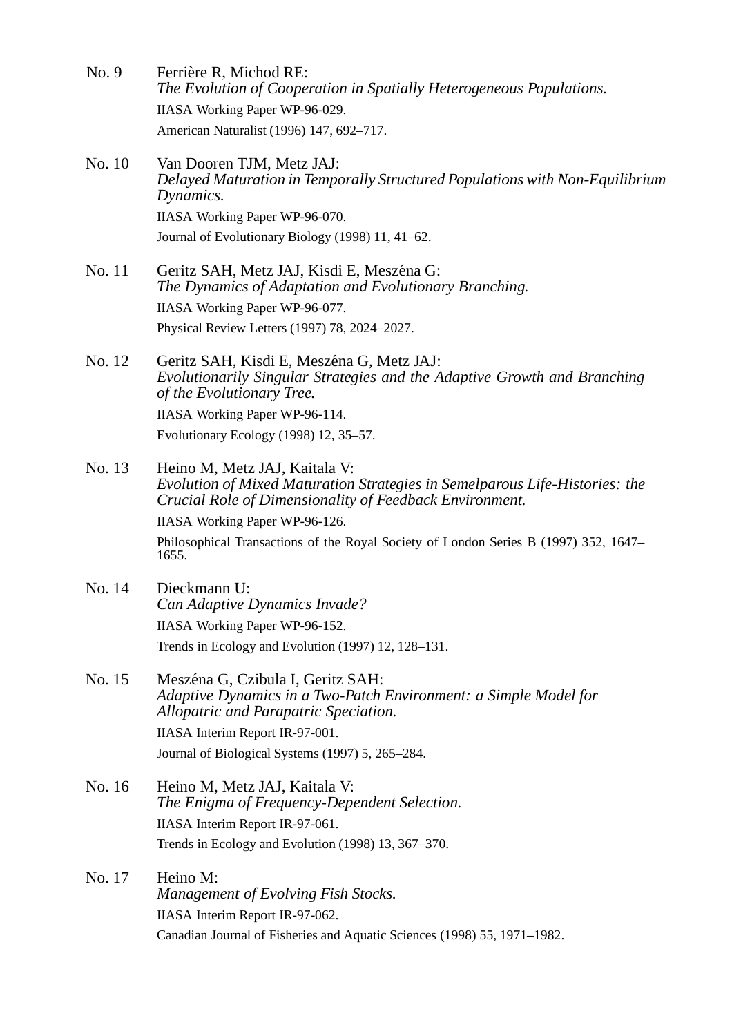No. 9 Ferrière R, Michod RE:
*The Evolution of Cooperation in Spatially Heterogeneous Populations.*
IIASA Working Paper WP-96-029.
American Naturalist (1996) 147, 692–717.

No. 10 Van Dooren TJM, Metz JAJ:
*Delayed Maturation in Temporally Structured Populations with Non-Equilibrium Dynamics.*
IIASA Working Paper WP-96-070.
Journal of Evolutionary Biology (1998) 11, 41–62.

No. 11 Geritz SAH, Metz JAJ, Kisdi E, Meszéna G:
*The Dynamics of Adaptation and Evolutionary Branching.*
IIASA Working Paper WP-96-077.
Physical Review Letters (1997) 78, 2024–2027.

No. 12 Geritz SAH, Kisdi E, Meszéna G, Metz JAJ:
*Evolutionarily Singular Strategies and the Adaptive Growth and Branching of the Evolutionary Tree.*
IIASA Working Paper WP-96-114.
Evolutionary Ecology (1998) 12, 35–57.

No. 13 Heino M, Metz JAJ, Kaitala V:
*Evolution of Mixed Maturation Strategies in Semelparous Life-Histories: the Crucial Role of Dimensionality of Feedback Environment.*
IIASA Working Paper WP-96-126.
Philosophical Transactions of the Royal Society of London Series B (1997) 352, 1647–1655.

No. 14 Dieckmann U:
*Can Adaptive Dynamics Invade?*
IIASA Working Paper WP-96-152.
Trends in Ecology and Evolution (1997) 12, 128–131.

No. 15 Meszéna G, Czibula I, Geritz SAH:
*Adaptive Dynamics in a Two-Patch Environment: a Simple Model for Allopatric and Parapatric Speciation.*
IIASA Interim Report IR-97-001.
Journal of Biological Systems (1997) 5, 265–284.

No. 16 Heino M, Metz JAJ, Kaitala V:
*The Enigma of Frequency-Dependent Selection.*
IIASA Interim Report IR-97-061.
Trends in Ecology and Evolution (1998) 13, 367–370.

No. 17 Heino M:
*Management of Evolving Fish Stocks.*
IIASA Interim Report IR-97-062.
Canadian Journal of Fisheries and Aquatic Sciences (1998) 55, 1971–1982.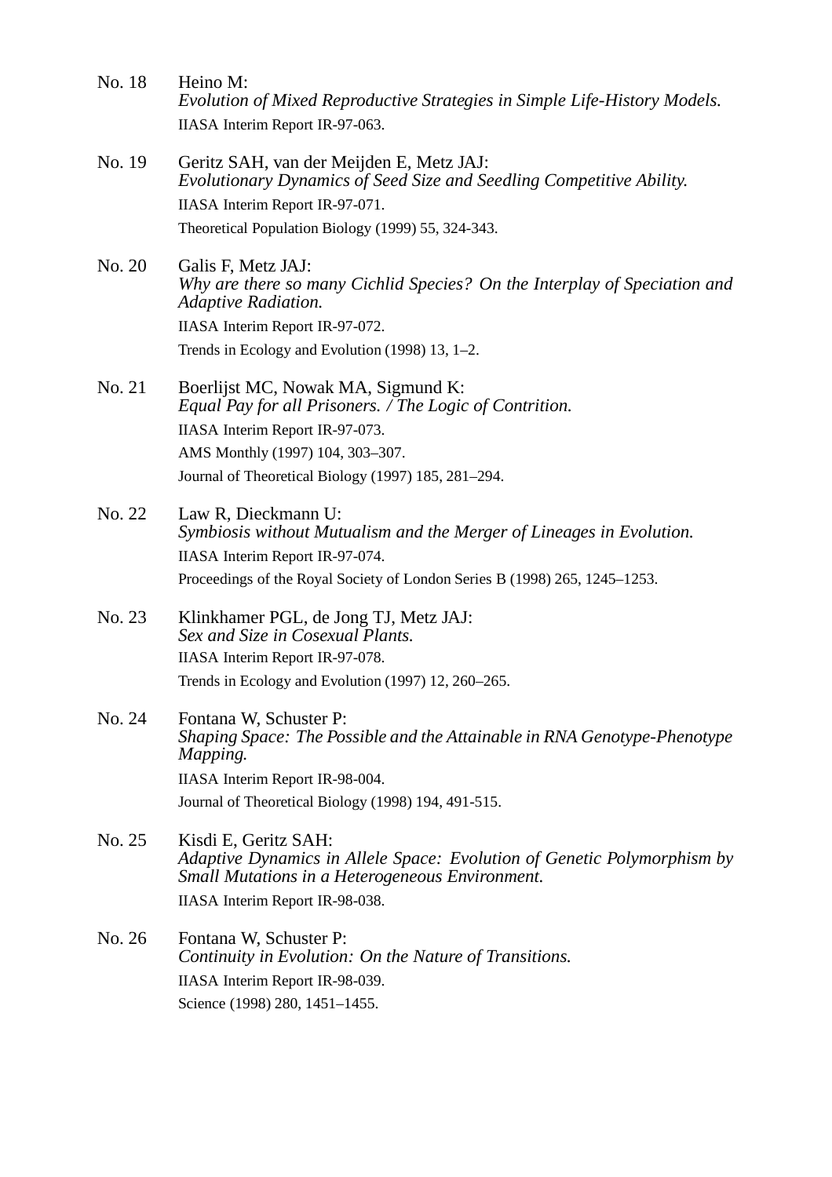No. 18 Heino M:
*Evolution of Mixed Reproductive Strategies in Simple Life-History Models.*
IIASA Interim Report IR-97-063.

No. 19 Geritz SAH, van der Meijden E, Metz JAJ:
*Evolutionary Dynamics of Seed Size and Seedling Competitive Ability.*
IIASA Interim Report IR-97-071.
Theoretical Population Biology (1999) 55, 324-343.

No. 20 Galis F, Metz JAJ:
*Why are there so many Cichlid Species? On the Interplay of Speciation and Adaptive Radiation.*
IIASA Interim Report IR-97-072.
Trends in Ecology and Evolution (1998) 13, 1–2.

No. 21 Boerlijst MC, Nowak MA, Sigmund K:
*Equal Pay for all Prisoners. / The Logic of Contrition.*
IIASA Interim Report IR-97-073.
AMS Monthly (1997) 104, 303–307.
Journal of Theoretical Biology (1997) 185, 281–294.

No. 22 Law R, Dieckmann U:
*Symbiosis without Mutualism and the Merger of Lineages in Evolution.*
IIASA Interim Report IR-97-074.
Proceedings of the Royal Society of London Series B (1998) 265, 1245–1253.

No. 23 Klinkhamer PGL, de Jong TJ, Metz JAJ:
*Sex and Size in Cosexual Plants.*
IIASA Interim Report IR-97-078.
Trends in Ecology and Evolution (1997) 12, 260–265.

No. 24 Fontana W, Schuster P:
*Shaping Space: The Possible and the Attainable in RNA Genotype-Phenotype Mapping.*
IIASA Interim Report IR-98-004.
Journal of Theoretical Biology (1998) 194, 491-515.

No. 25 Kisdi E, Geritz SAH:
*Adaptive Dynamics in Allele Space: Evolution of Genetic Polymorphism by Small Mutations in a Heterogeneous Environment.*
IIASA Interim Report IR-98-038.

No. 26 Fontana W, Schuster P:
*Continuity in Evolution: On the Nature of Transitions.*
IIASA Interim Report IR-98-039.
Science (1998) 280, 1451–1455.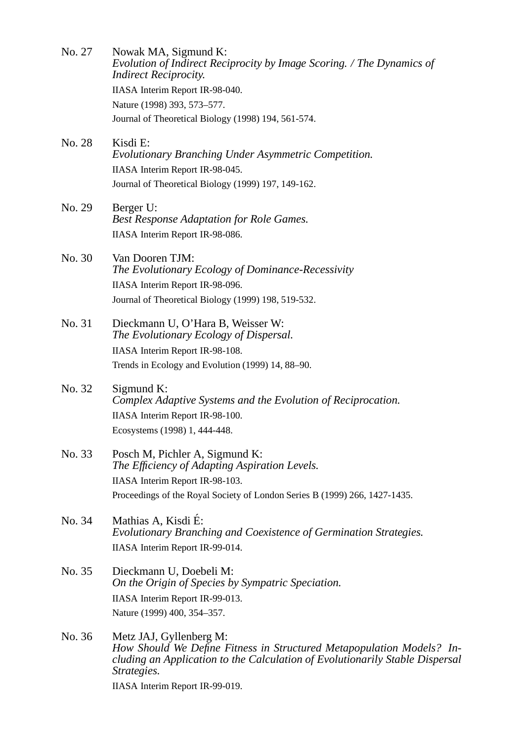No. 27 Nowak MA, Sigmund K:
*Evolution of Indirect Reciprocity by Image Scoring. / The Dynamics of Indirect Reciprocity.*
IIASA Interim Report IR-98-040.
Nature (1998) 393, 573–577.
Journal of Theoretical Biology (1998) 194, 561-574.

No. 28 Kisdi E:
*Evolutionary Branching Under Asymmetric Competition.*
IIASA Interim Report IR-98-045.
Journal of Theoretical Biology (1999) 197, 149-162.

No. 29 Berger U:
*Best Response Adaptation for Role Games.*
IIASA Interim Report IR-98-086.

No. 30 Van Dooren TJM:
*The Evolutionary Ecology of Dominance-Recessivity*
IIASA Interim Report IR-98-096.
Journal of Theoretical Biology (1999) 198, 519-532.

No. 31 Dieckmann U, O'Hara B, Weisser W:
*The Evolutionary Ecology of Dispersal.*
IIASA Interim Report IR-98-108.
Trends in Ecology and Evolution (1999) 14, 88–90.

No. 32 Sigmund K:
*Complex Adaptive Systems and the Evolution of Reciprocation.*
IIASA Interim Report IR-98-100.
Ecosystems (1998) 1, 444-448.

No. 33 Posch M, Pichler A, Sigmund K:
*The Efficiency of Adapting Aspiration Levels.*
IIASA Interim Report IR-98-103.
Proceedings of the Royal Society of London Series B (1999) 266, 1427-1435.

No. 34 Mathias A, Kisdi É:
*Evolutionary Branching and Coexistence of Germination Strategies.*
IIASA Interim Report IR-99-014.

No. 35 Dieckmann U, Doebeli M:
*On the Origin of Species by Sympatric Speciation.*
IIASA Interim Report IR-99-013.
Nature (1999) 400, 354–357.

No. 36 Metz JAJ, Gyllenberg M:
*How Should We Define Fitness in Structured Metapopulation Models? Including an Application to the Calculation of Evolutionarily Stable Dispersal Strategies.*
IIASA Interim Report IR-99-019.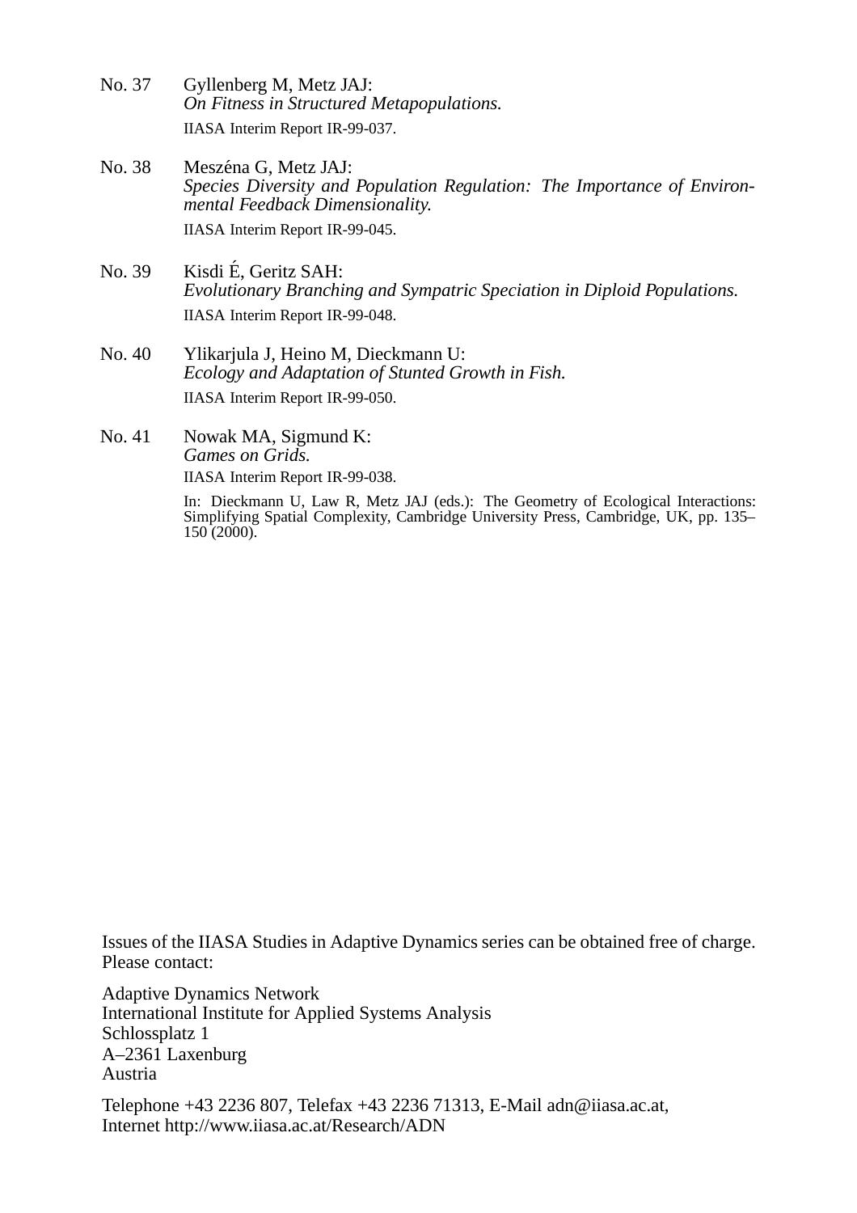No. 37 Gyllenberg M, Metz JAJ:
*On Fitness in Structured Metapopulations.*
IIASA Interim Report IR-99-037.

No. 38 Meszéna G, Metz JAJ:
*Species Diversity and Population Regulation: The Importance of Environmental Feedback Dimensionality.*
IIASA Interim Report IR-99-045.

No. 39 Kisdi É, Geritz SAH:
*Evolutionary Branching and Sympatric Speciation in Diploid Populations.*
IIASA Interim Report IR-99-048.

No. 40 Ylikarjula J, Heino M, Dieckmann U:
*Ecology and Adaptation of Stunted Growth in Fish.*
IIASA Interim Report IR-99-050.

No. 41 Nowak MA, Sigmund K:
*Games on Grids.*
IIASA Interim Report IR-99-038.
In: Dieckmann U, Law R, Metz JAJ (eds.): The Geometry of Ecological Interactions: Simplifying Spatial Complexity, Cambridge University Press, Cambridge, UK, pp. 135–150 (2000).

Issues of the IIASA Studies in Adaptive Dynamics series can be obtained free of charge. Please contact:

Adaptive Dynamics Network
International Institute for Applied Systems Analysis
Schlossplatz 1
A–2361 Laxenburg
Austria

Telephone +43 2236 807, Telefax +43 2236 71313, E-Mail adn@iiasa.ac.at,
Internet http://www.iiasa.ac.at/Research/ADN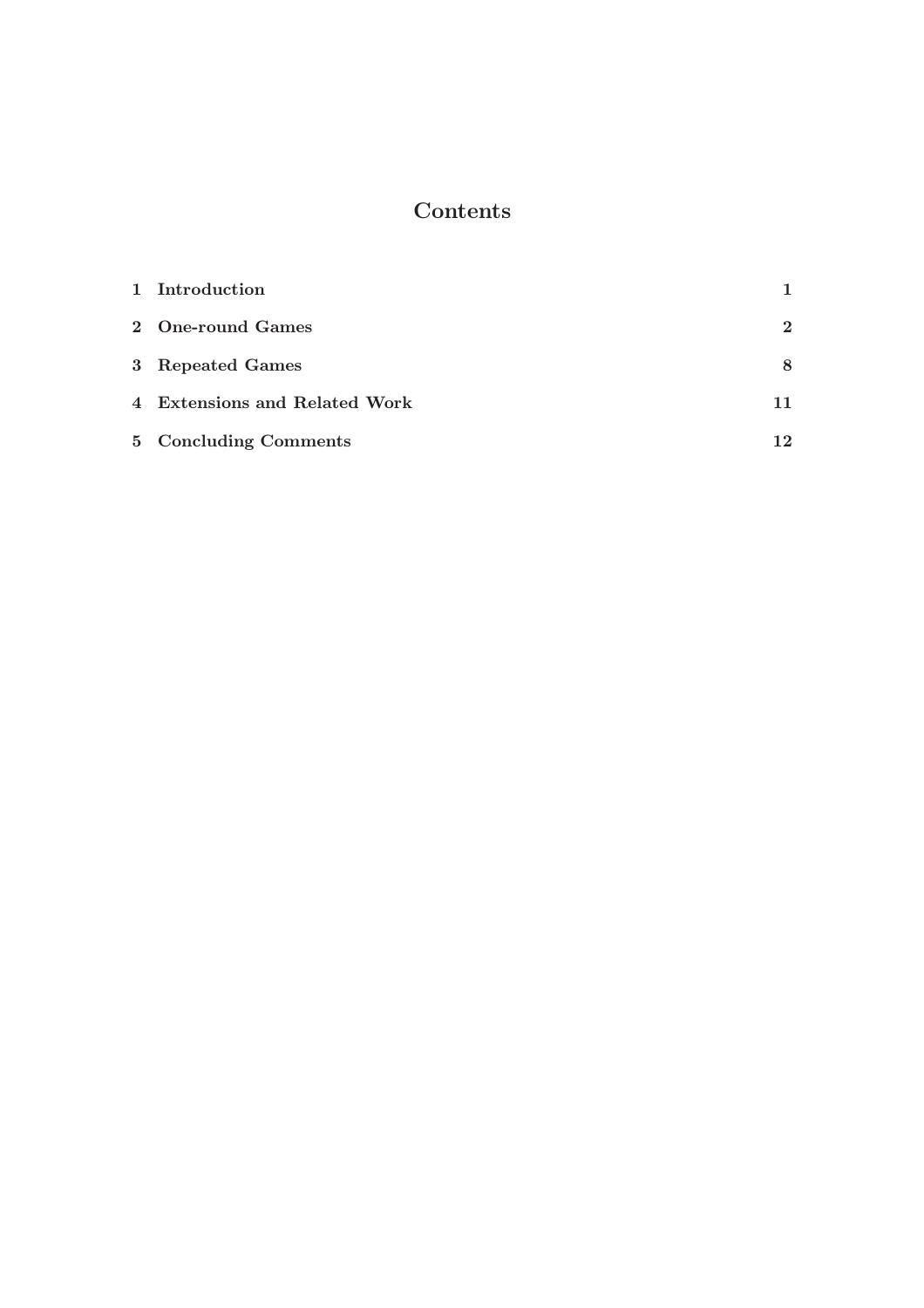# Contents

| | |
|---|---|
| **1 Introduction** | **1** |
| **2 One-round Games** | **2** |
| **3 Repeated Games** | **8** |
| **4 Extensions and Related Work** | **11** |
| **5 Concluding Comments** | **12** |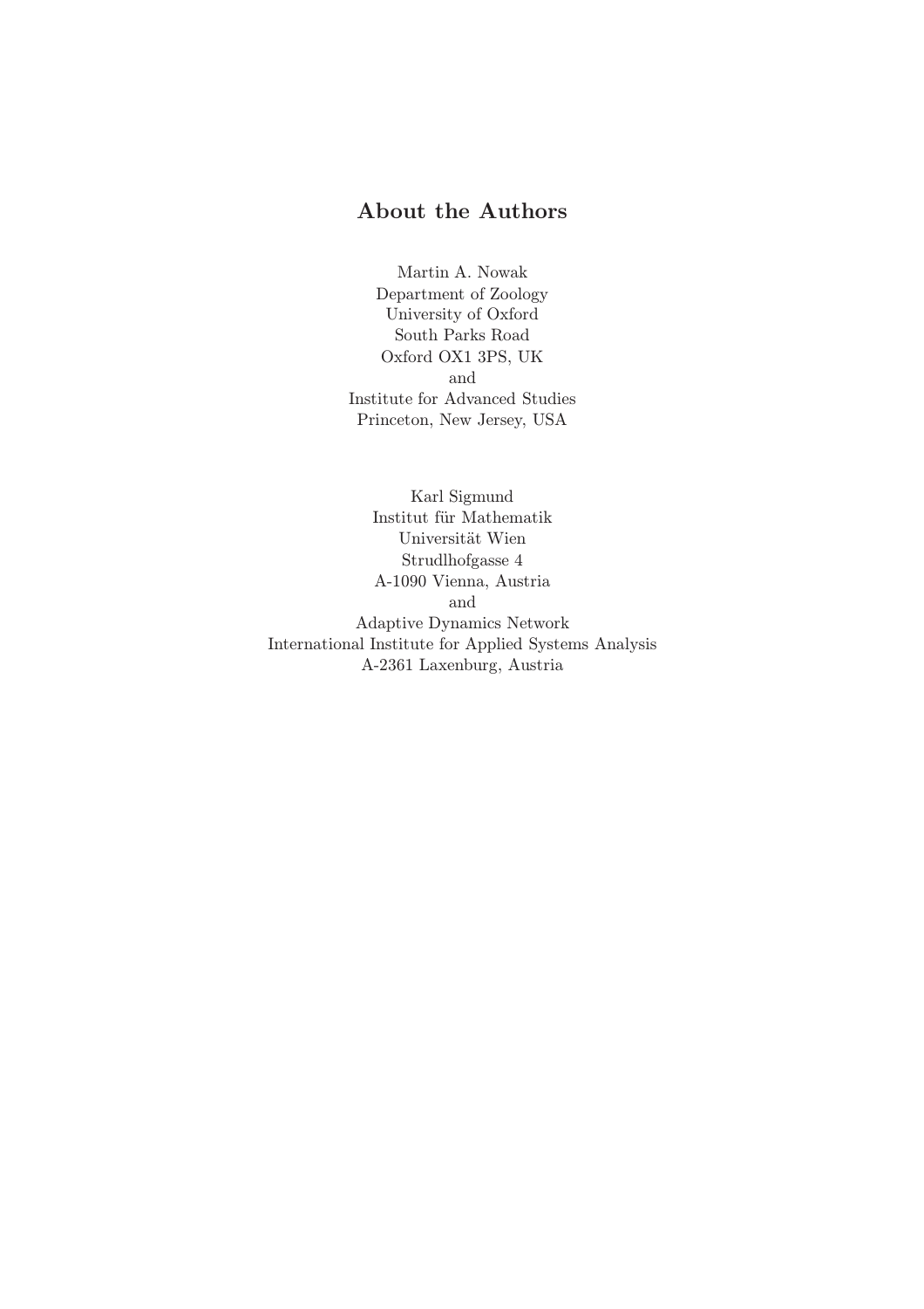## About the Authors

Martin A. Nowak
Department of Zoology
University of Oxford
South Parks Road
Oxford OX1 3PS, UK
and
Institute for Advanced Studies
Princeton, New Jersey, USA

Karl Sigmund
Institut für Mathematik
Universität Wien
Strudlhofgasse 4
A-1090 Vienna, Austria
and
Adaptive Dynamics Network
International Institute for Applied Systems Analysis
A-2361 Laxenburg, Austria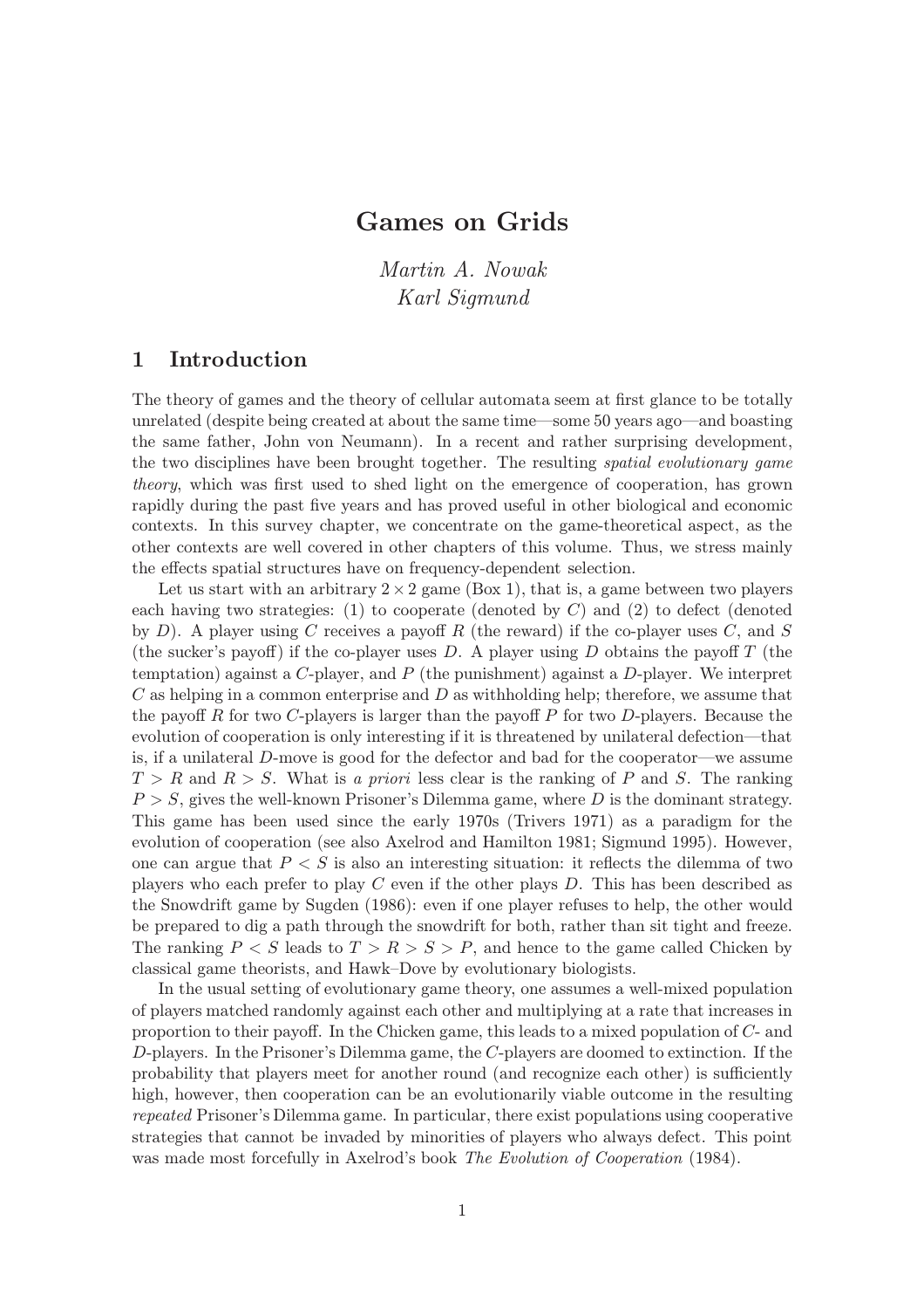# Games on Grids

*Martin A. Nowak*
*Karl Sigmund*

## 1 Introduction

The theory of games and the theory of cellular automata seem at first glance to be totally unrelated (despite being created at about the same time—some 50 years ago—and boasting the same father, John von Neumann). In a recent and rather surprising development, the two disciplines have been brought together. The resulting *spatial evolutionary game theory*, which was first used to shed light on the emergence of cooperation, has grown rapidly during the past five years and has proved useful in other biological and economic contexts. In this survey chapter, we concentrate on the game-theoretical aspect, as the other contexts are well covered in other chapters of this volume. Thus, we stress mainly the effects spatial structures have on frequency-dependent selection.

Let us start with an arbitrary $2 \times 2$ game (Box 1), that is, a game between two players each having two strategies: (1) to cooperate (denoted by $C$) and (2) to defect (denoted by $D$). A player using $C$ receives a payoff $R$ (the reward) if the co-player uses $C$, and $S$ (the sucker's payoff) if the co-player uses $D$. A player using $D$ obtains the payoff $T$ (the temptation) against a $C$-player, and $P$ (the punishment) against a $D$-player. We interpret $C$ as helping in a common enterprise and $D$ as withholding help; therefore, we assume that the payoff $R$ for two $C$-players is larger than the payoff $P$ for two $D$-players. Because the evolution of cooperation is only interesting if it is threatened by unilateral defection—that is, if a unilateral $D$-move is good for the defector and bad for the cooperator—we assume $T > R$ and $R > S$. What is *a priori* less clear is the ranking of $P$ and $S$. The ranking $P > S$, gives the well-known Prisoner's Dilemma game, where $D$ is the dominant strategy. This game has been used since the early 1970s (Trivers 1971) as a paradigm for the evolution of cooperation (see also Axelrod and Hamilton 1981; Sigmund 1995). However, one can argue that $P < S$ is also an interesting situation: it reflects the dilemma of two players who each prefer to play $C$ even if the other plays $D$. This has been described as the Snowdrift game by Sugden (1986): even if one player refuses to help, the other would be prepared to dig a path through the snowdrift for both, rather than sit tight and freeze. The ranking $P < S$ leads to $T > R > S > P$, and hence to the game called Chicken by classical game theorists, and Hawk–Dove by evolutionary biologists.

In the usual setting of evolutionary game theory, one assumes a well-mixed population of players matched randomly against each other and multiplying at a rate that increases in proportion to their payoff. In the Chicken game, this leads to a mixed population of $C$- and $D$-players. In the Prisoner's Dilemma game, the $C$-players are doomed to extinction. If the probability that players meet for another round (and recognize each other) is sufficiently high, however, then cooperation can be an evolutionarily viable outcome in the resulting *repeated* Prisoner's Dilemma game. In particular, there exist populations using cooperative strategies that cannot be invaded by minorities of players who always defect. This point was made most forcefully in Axelrod's book *The Evolution of Cooperation* (1984).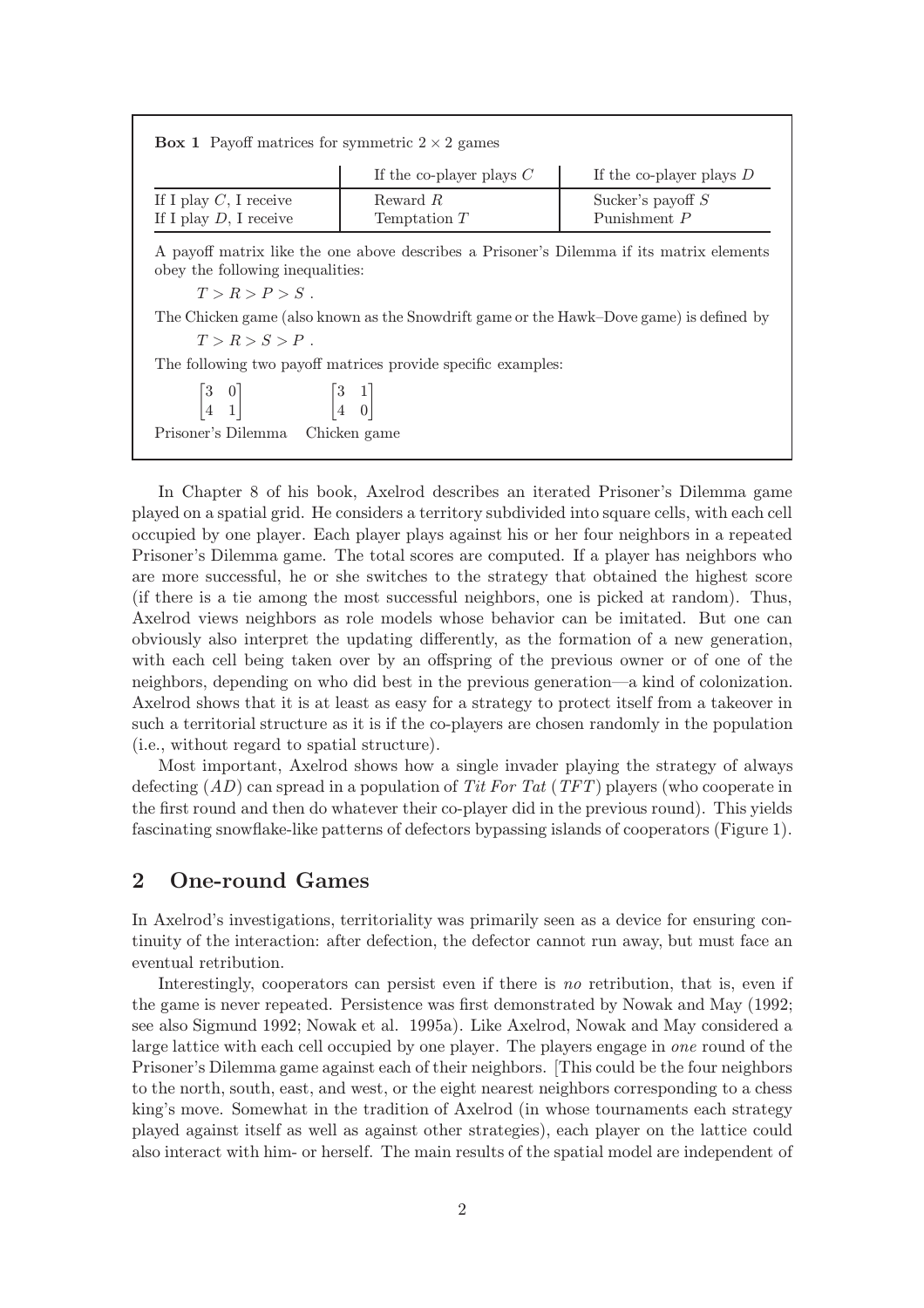**Box 1** Payoff matrices for symmetric $2 \times 2$ games

| | If the co-player plays $C$ | If the co-player plays $D$ |
|---|---|---|
| If I play $C$, I receive | Reward $R$ | Sucker's payoff $S$ |
| If I play $D$, I receive | Temptation $T$ | Punishment $P$ |

A payoff matrix like the one above describes a Prisoner's Dilemma if its matrix elements obey the following inequalities:

$$T > R > P > S \ .$$

The Chicken game (also known as the Snowdrift game or the Hawk–Dove game) is defined by

$$T > R > S > P \ .$$

The following two payoff matrices provide specific examples:

$$\begin{bmatrix} 3 & 0 \\ 4 & 1 \end{bmatrix} \qquad \begin{bmatrix} 3 & 1 \\ 4 & 0 \end{bmatrix}$$

Prisoner's Dilemma    Chicken game

In Chapter 8 of his book, Axelrod describes an iterated Prisoner's Dilemma game played on a spatial grid. He considers a territory subdivided into square cells, with each cell occupied by one player. Each player plays against his or her four neighbors in a repeated Prisoner's Dilemma game. The total scores are computed. If a player has neighbors who are more successful, he or she switches to the strategy that obtained the highest score (if there is a tie among the most successful neighbors, one is picked at random). Thus, Axelrod views neighbors as role models whose behavior can be imitated. But one can obviously also interpret the updating differently, as the formation of a new generation, with each cell being taken over by an offspring of the previous owner or of one of the neighbors, depending on who did best in the previous generation—a kind of colonization. Axelrod shows that it is at least as easy for a strategy to protect itself from a takeover in such a territorial structure as it is if the co-players are chosen randomly in the population (i.e., without regard to spatial structure).

Most important, Axelrod shows how a single invader playing the strategy of always defecting ($AD$) can spread in a population of *Tit For Tat* ($TFT$) players (who cooperate in the first round and then do whatever their co-player did in the previous round). This yields fascinating snowflake-like patterns of defectors bypassing islands of cooperators (Figure 1).

## 2 One-round Games

In Axelrod's investigations, territoriality was primarily seen as a device for ensuring continuity of the interaction: after defection, the defector cannot run away, but must face an eventual retribution.

Interestingly, cooperators can persist even if there is *no* retribution, that is, even if the game is never repeated. Persistence was first demonstrated by Nowak and May (1992; see also Sigmund 1992; Nowak et al. 1995a). Like Axelrod, Nowak and May considered a large lattice with each cell occupied by one player. The players engage in *one* round of the Prisoner's Dilemma game against each of their neighbors. [This could be the four neighbors to the north, south, east, and west, or the eight nearest neighbors corresponding to a chess king's move. Somewhat in the tradition of Axelrod (in whose tournaments each strategy played against itself as well as against other strategies), each player on the lattice could also interact with him- or herself. The main results of the spatial model are independent of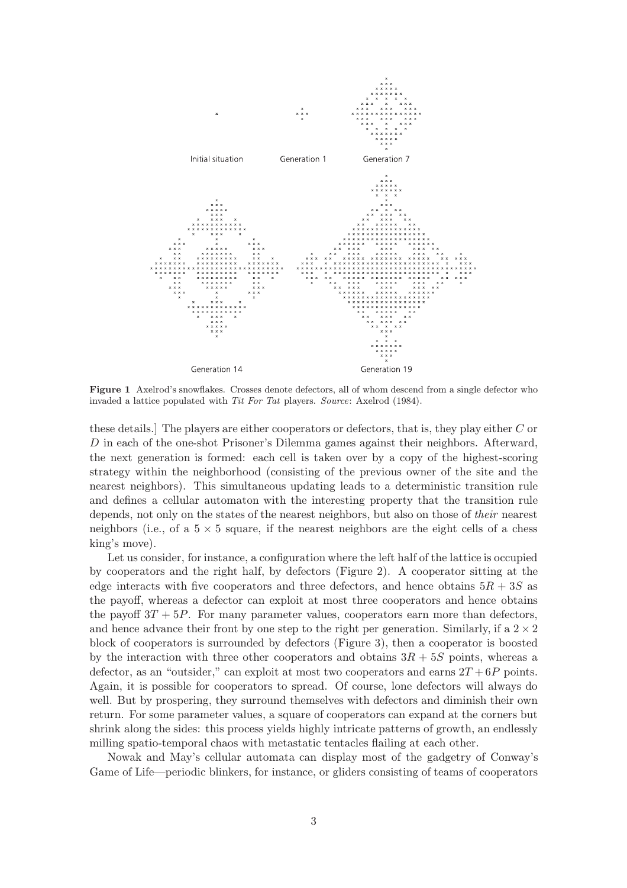Initial situation Generation 1 Generation 7

Generation 14 Generation 19

**Figure 1** Axelrod's snowflakes. Crosses denote defectors, all of whom descend from a single defector who invaded a lattice populated with *Tit For Tat* players. *Source*: Axelrod (1984).

these details.] The players are either cooperators or defectors, that is, they play either $C$ or $D$ in each of the one-shot Prisoner's Dilemma games against their neighbors. Afterward, the next generation is formed: each cell is taken over by a copy of the highest-scoring strategy within the neighborhood (consisting of the previous owner of the site and the nearest neighbors). This simultaneous updating leads to a deterministic transition rule and defines a cellular automaton with the interesting property that the transition rule depends, not only on the states of the nearest neighbors, but also on those of *their* nearest neighbors (i.e., of a $5 \times 5$ square, if the nearest neighbors are the eight cells of a chess king's move).

Let us consider, for instance, a configuration where the left half of the lattice is occupied by cooperators and the right half, by defectors (Figure 2). A cooperator sitting at the edge interacts with five cooperators and three defectors, and hence obtains $5R + 3S$ as the payoff, whereas a defector can exploit at most three cooperators and hence obtains the payoff $3T + 5P$. For many parameter values, cooperators earn more than defectors, and hence advance their front by one step to the right per generation. Similarly, if a $2 \times 2$ block of cooperators is surrounded by defectors (Figure 3), then a cooperator is boosted by the interaction with three other cooperators and obtains $3R + 5S$ points, whereas a defector, as an "outsider," can exploit at most two cooperators and earns $2T + 6P$ points. Again, it is possible for cooperators to spread. Of course, lone defectors will always do well. But by prospering, they surround themselves with defectors and diminish their own return. For some parameter values, a square of cooperators can expand at the corners but shrink along the sides: this process yields highly intricate patterns of growth, an endlessly milling spatio-temporal chaos with metastatic tentacles flailing at each other.

Nowak and May's cellular automata can display most of the gadgetry of Conway's Game of Life—periodic blinkers, for instance, or gliders consisting of teams of cooperators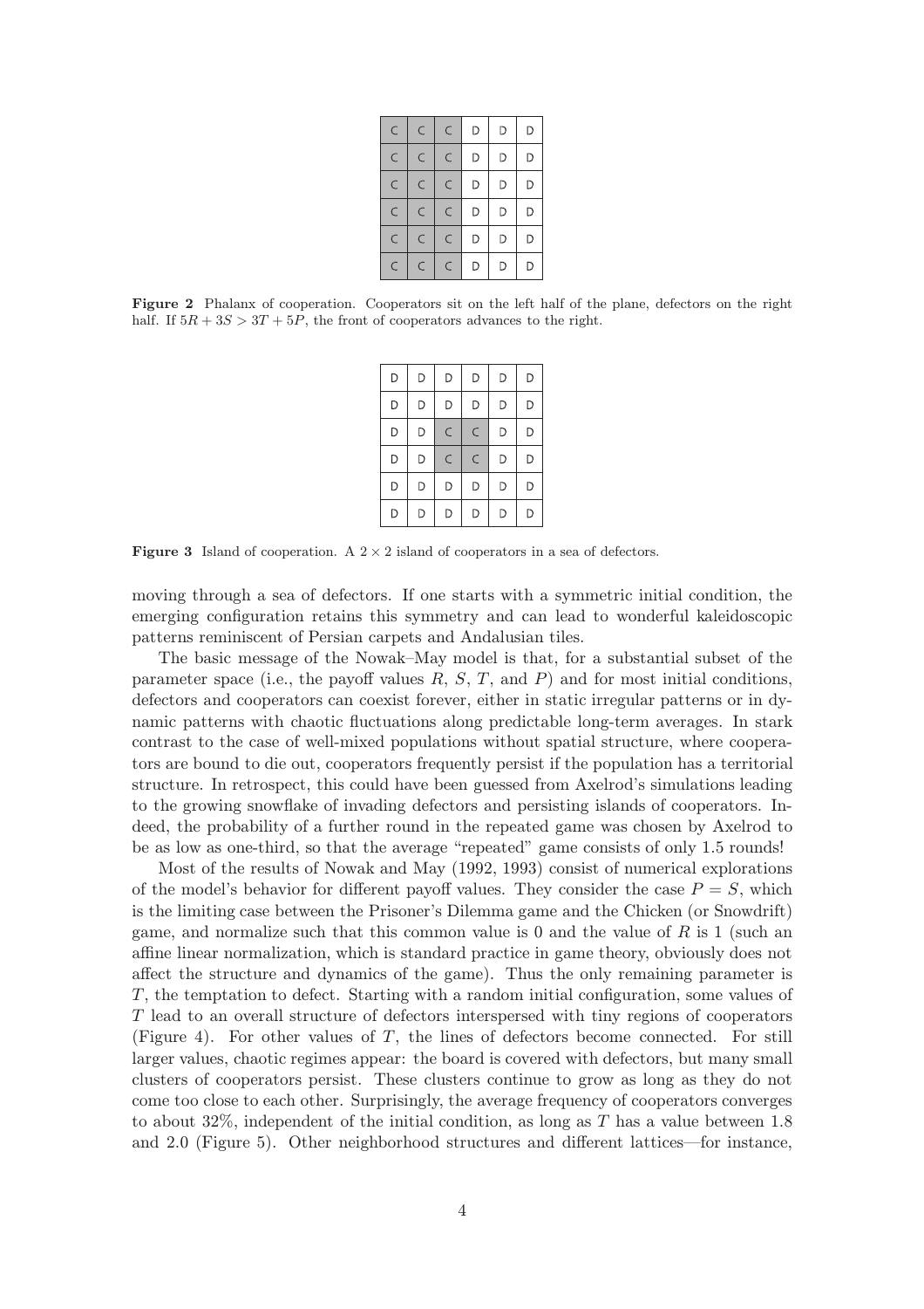| C | C | C | D | D | D |
|---|---|---|---|---|---|
| C | C | C | D | D | D |
| C | C | C | D | D | D |
| C | C | C | D | D | D |
| C | C | C | D | D | D |
| C | C | C | D | D | D |

**Figure 2** Phalanx of cooperation. Cooperators sit on the left half of the plane, defectors on the right half. If $5R + 3S > 3T + 5P$, the front of cooperators advances to the right.

| D | D | D | D | D | D |
|---|---|---|---|---|---|
| D | D | D | D | D | D |
| D | D | C | C | D | D |
| D | D | C | C | D | D |
| D | D | D | D | D | D |
| D | D | D | D | D | D |

**Figure 3** Island of cooperation. A $2 \times 2$ island of cooperators in a sea of defectors.

moving through a sea of defectors. If one starts with a symmetric initial condition, the emerging configuration retains this symmetry and can lead to wonderful kaleidoscopic patterns reminiscent of Persian carpets and Andalusian tiles.

The basic message of the Nowak–May model is that, for a substantial subset of the parameter space (i.e., the payoff values $R$, $S$, $T$, and $P$) and for most initial conditions, defectors and cooperators can coexist forever, either in static irregular patterns or in dynamic patterns with chaotic fluctuations along predictable long-term averages. In stark contrast to the case of well-mixed populations without spatial structure, where cooperators are bound to die out, cooperators frequently persist if the population has a territorial structure. In retrospect, this could have been guessed from Axelrod's simulations leading to the growing snowflake of invading defectors and persisting islands of cooperators. Indeed, the probability of a further round in the repeated game was chosen by Axelrod to be as low as one-third, so that the average "repeated" game consists of only 1.5 rounds!

Most of the results of Nowak and May (1992, 1993) consist of numerical explorations of the model's behavior for different payoff values. They consider the case $P = S$, which is the limiting case between the Prisoner's Dilemma game and the Chicken (or Snowdrift) game, and normalize such that this common value is 0 and the value of $R$ is 1 (such an affine linear normalization, which is standard practice in game theory, obviously does not affect the structure and dynamics of the game). Thus the only remaining parameter is $T$, the temptation to defect. Starting with a random initial configuration, some values of $T$ lead to an overall structure of defectors interspersed with tiny regions of cooperators (Figure 4). For other values of $T$, the lines of defectors become connected. For still larger values, chaotic regimes appear: the board is covered with defectors, but many small clusters of cooperators persist. These clusters continue to grow as long as they do not come too close to each other. Surprisingly, the average frequency of cooperators converges to about 32%, independent of the initial condition, as long as $T$ has a value between 1.8 and 2.0 (Figure 5). Other neighborhood structures and different lattices—for instance,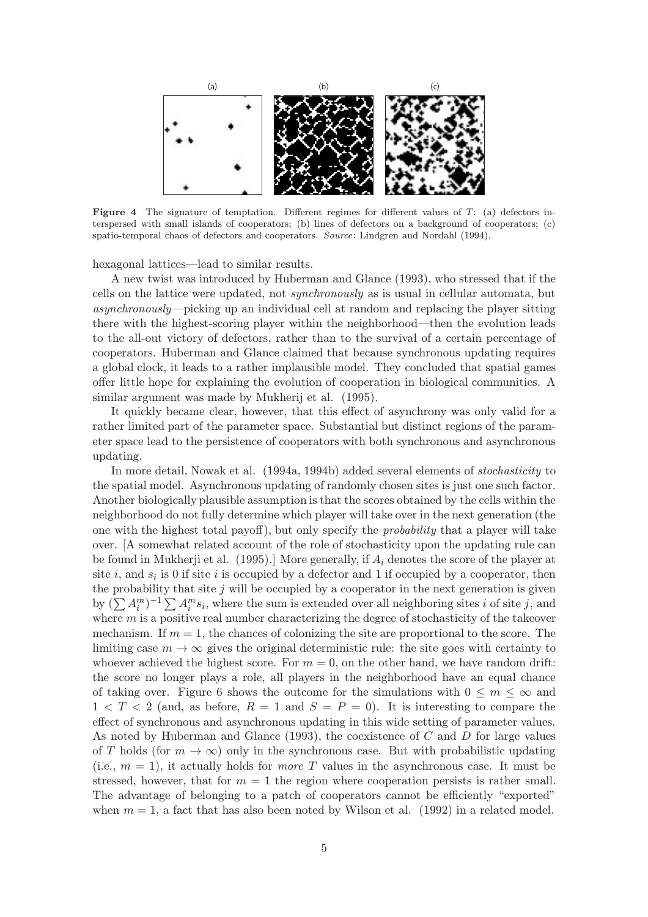**Figure 4** The signature of temptation. Different regimes for different values of $T$: (a) defectors interspersed with small islands of cooperators; (b) lines of defectors on a background of cooperators; (c) spatio-temporal chaos of defectors and cooperators. *Source*: Lindgren and Nordahl (1994).

hexagonal lattices—lead to similar results.

A new twist was introduced by Huberman and Glance (1993), who stressed that if the cells on the lattice were updated, not *synchronously* as is usual in cellular automata, but *asynchronously*—picking up an individual cell at random and replacing the player sitting there with the highest-scoring player within the neighborhood—then the evolution leads to the all-out victory of defectors, rather than to the survival of a certain percentage of cooperators. Huberman and Glance claimed that because synchronous updating requires a global clock, it leads to a rather implausible model. They concluded that spatial games offer little hope for explaining the evolution of cooperation in biological communities. A similar argument was made by Mukherij et al. (1995).

It quickly became clear, however, that this effect of asynchrony was only valid for a rather limited part of the parameter space. Substantial but distinct regions of the parameter space lead to the persistence of cooperators with both synchronous and asynchronous updating.

In more detail, Nowak et al. (1994a, 1994b) added several elements of *stochasticity* to the spatial model. Asynchronous updating of randomly chosen sites is just one such factor. Another biologically plausible assumption is that the scores obtained by the cells within the neighborhood do not fully determine which player will take over in the next generation (the one with the highest total payoff), but only specify the *probability* that a player will take over. [A somewhat related account of the role of stochasticity upon the updating rule can be found in Mukherji et al. (1995).] More generally, if $A_i$ denotes the score of the player at site $i$, and $s_i$ is 0 if site $i$ is occupied by a defector and 1 if occupied by a cooperator, then the probability that site $j$ will be occupied by a cooperator in the next generation is given by $(\sum A_i^m)^{-1} \sum A_i^m s_i$, where the sum is extended over all neighboring sites $i$ of site $j$, and where $m$ is a positive real number characterizing the degree of stochasticity of the takeover mechanism. If $m = 1$, the chances of colonizing the site are proportional to the score. The limiting case $m \to \infty$ gives the original deterministic rule: the site goes with certainty to whoever achieved the highest score. For $m = 0$, on the other hand, we have random drift: the score no longer plays a role, all players in the neighborhood have an equal chance of taking over. Figure 6 shows the outcome for the simulations with $0 \leq m \leq \infty$ and $1 < T < 2$ (and, as before, $R = 1$ and $S = P = 0$). It is interesting to compare the effect of synchronous and asynchronous updating in this wide setting of parameter values. As noted by Huberman and Glance (1993), the coexistence of $C$ and $D$ for large values of $T$ holds (for $m \to \infty$) only in the synchronous case. But with probabilistic updating (i.e., $m = 1$), it actually holds for *more* $T$ values in the asynchronous case. It must be stressed, however, that for $m = 1$ the region where cooperation persists is rather small. The advantage of belonging to a patch of cooperators cannot be efficiently "exported" when $m = 1$, a fact that has also been noted by Wilson et al. (1992) in a related model.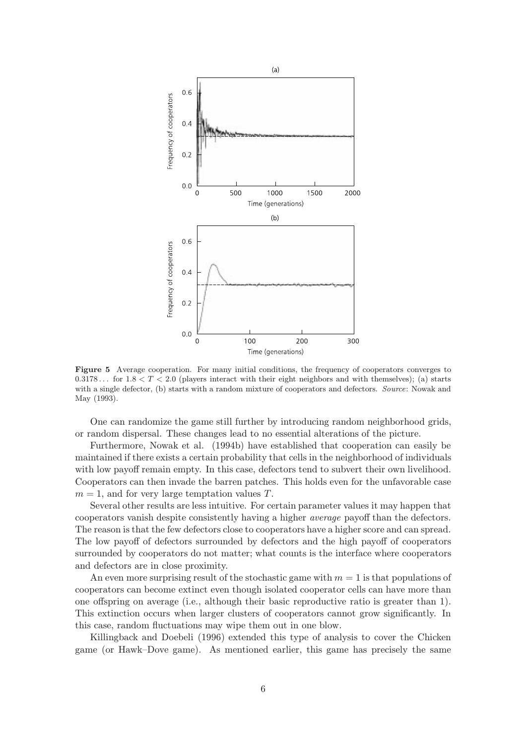**Figure 5** Average cooperation. For many initial conditions, the frequency of cooperators converges to $0.3178\ldots$ for $1.8 < T < 2.0$ (players interact with their eight neighbors and with themselves); (a) starts with a single defector, (b) starts with a random mixture of cooperators and defectors. *Source*: Nowak and May (1993).

One can randomize the game still further by introducing random neighborhood grids, or random dispersal. These changes lead to no essential alterations of the picture.

Furthermore, Nowak et al. (1994b) have established that cooperation can easily be maintained if there exists a certain probability that cells in the neighborhood of individuals with low payoff remain empty. In this case, defectors tend to subvert their own livelihood. Cooperators can then invade the barren patches. This holds even for the unfavorable case $m = 1$, and for very large temptation values $T$.

Several other results are less intuitive. For certain parameter values it may happen that cooperators vanish despite consistently having a higher *average* payoff than the defectors. The reason is that the few defectors close to cooperators have a higher score and can spread. The low payoff of defectors surrounded by defectors and the high payoff of cooperators surrounded by cooperators do not matter; what counts is the interface where cooperators and defectors are in close proximity.

An even more surprising result of the stochastic game with $m = 1$ is that populations of cooperators can become extinct even though isolated cooperator cells can have more than one offspring on average (i.e., although their basic reproductive ratio is greater than 1). This extinction occurs when larger clusters of cooperators cannot grow significantly. In this case, random fluctuations may wipe them out in one blow.

Killingback and Doebeli (1996) extended this type of analysis to cover the Chicken game (or Hawk–Dove game). As mentioned earlier, this game has precisely the same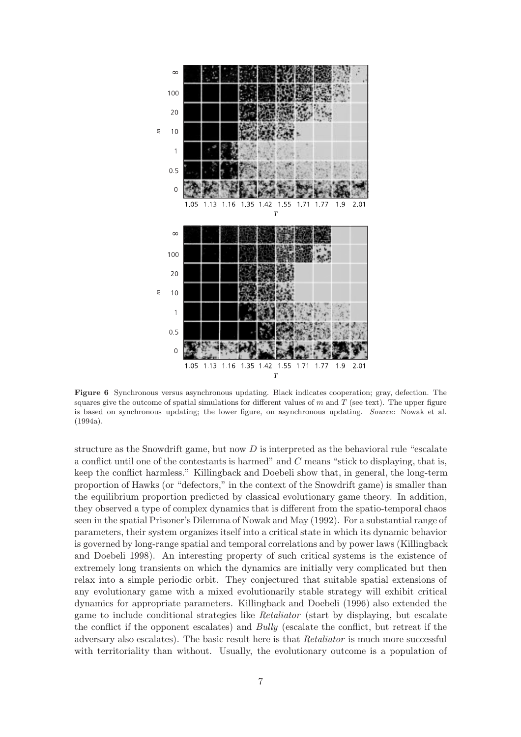∞
100
20
$m$ 10
1
0.5
0
1.05 1.13 1.16 1.35 1.42 1.55 1.71 1.77 1.9 2.01
$T$

∞
100
20
$m$ 10
1
0.5
0
1.05 1.13 1.16 1.35 1.42 1.55 1.71 1.77 1.9 2.01
$T$

**Figure 6** Synchronous versus asynchronous updating. Black indicates cooperation; gray, defection. The squares give the outcome of spatial simulations for different values of $m$ and $T$ (see text). The upper figure is based on synchronous updating; the lower figure, on asynchronous updating. *Source*: Nowak et al. (1994a).

structure as the Snowdrift game, but now $D$ is interpreted as the behavioral rule "escalate a conflict until one of the contestants is harmed" and $C$ means "stick to displaying, that is, keep the conflict harmless." Killingback and Doebeli show that, in general, the long-term proportion of Hawks (or "defectors," in the context of the Snowdrift game) is smaller than the equilibrium proportion predicted by classical evolutionary game theory. In addition, they observed a type of complex dynamics that is different from the spatio-temporal chaos seen in the spatial Prisoner's Dilemma of Nowak and May (1992). For a substantial range of parameters, their system organizes itself into a critical state in which its dynamic behavior is governed by long-range spatial and temporal correlations and by power laws (Killingback and Doebeli 1998). An interesting property of such critical systems is the existence of extremely long transients on which the dynamics are initially very complicated but then relax into a simple periodic orbit. They conjectured that suitable spatial extensions of any evolutionary game with a mixed evolutionarily stable strategy will exhibit critical dynamics for appropriate parameters. Killingback and Doebeli (1996) also extended the game to include conditional strategies like *Retaliator* (start by displaying, but escalate the conflict if the opponent escalates) and *Bully* (escalate the conflict, but retreat if the adversary also escalates). The basic result here is that *Retaliator* is much more successful with territoriality than without. Usually, the evolutionary outcome is a population of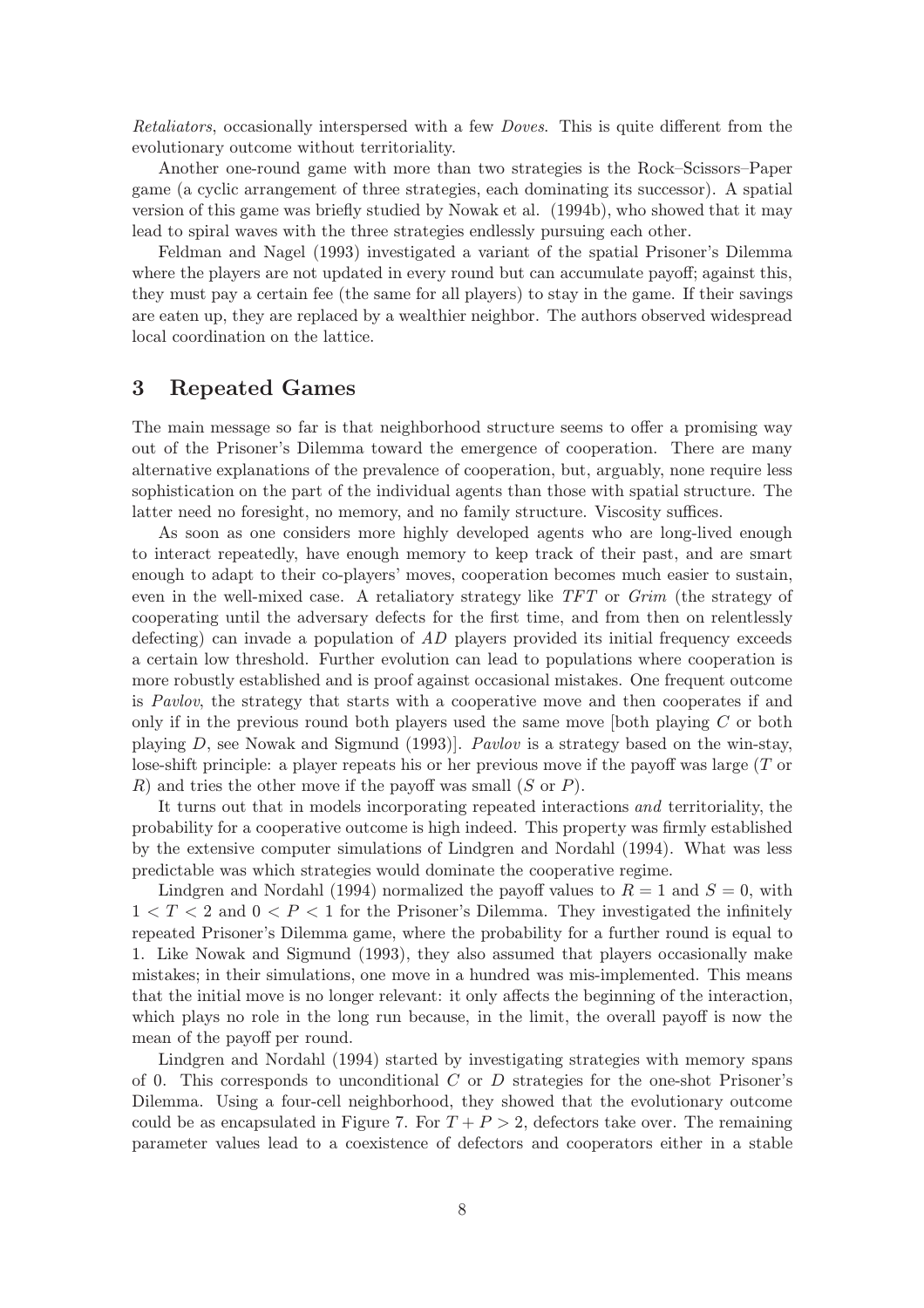*Retaliators*, occasionally interspersed with a few *Doves*. This is quite different from the evolutionary outcome without territoriality.

Another one-round game with more than two strategies is the Rock–Scissors–Paper game (a cyclic arrangement of three strategies, each dominating its successor). A spatial version of this game was briefly studied by Nowak et al. (1994b), who showed that it may lead to spiral waves with the three strategies endlessly pursuing each other.

Feldman and Nagel (1993) investigated a variant of the spatial Prisoner's Dilemma where the players are not updated in every round but can accumulate payoff; against this, they must pay a certain fee (the same for all players) to stay in the game. If their savings are eaten up, they are replaced by a wealthier neighbor. The authors observed widespread local coordination on the lattice.

## 3 Repeated Games

The main message so far is that neighborhood structure seems to offer a promising way out of the Prisoner's Dilemma toward the emergence of cooperation. There are many alternative explanations of the prevalence of cooperation, but, arguably, none require less sophistication on the part of the individual agents than those with spatial structure. The latter need no foresight, no memory, and no family structure. Viscosity suffices.

As soon as one considers more highly developed agents who are long-lived enough to interact repeatedly, have enough memory to keep track of their past, and are smart enough to adapt to their co-players' moves, cooperation becomes much easier to sustain, even in the well-mixed case. A retaliatory strategy like *TFT* or *Grim* (the strategy of cooperating until the adversary defects for the first time, and from then on relentlessly defecting) can invade a population of *AD* players provided its initial frequency exceeds a certain low threshold. Further evolution can lead to populations where cooperation is more robustly established and is proof against occasional mistakes. One frequent outcome is *Pavlov*, the strategy that starts with a cooperative move and then cooperates if and only if in the previous round both players used the same move [both playing $C$ or both playing $D$, see Nowak and Sigmund (1993)]. *Pavlov* is a strategy based on the win-stay, lose-shift principle: a player repeats his or her previous move if the payoff was large ($T$ or $R$) and tries the other move if the payoff was small ($S$ or $P$).

It turns out that in models incorporating repeated interactions *and* territoriality, the probability for a cooperative outcome is high indeed. This property was firmly established by the extensive computer simulations of Lindgren and Nordahl (1994). What was less predictable was which strategies would dominate the cooperative regime.

Lindgren and Nordahl (1994) normalized the payoff values to $R = 1$ and $S = 0$, with $1 < T < 2$ and $0 < P < 1$ for the Prisoner's Dilemma. They investigated the infinitely repeated Prisoner's Dilemma game, where the probability for a further round is equal to 1. Like Nowak and Sigmund (1993), they also assumed that players occasionally make mistakes; in their simulations, one move in a hundred was mis-implemented. This means that the initial move is no longer relevant: it only affects the beginning of the interaction, which plays no role in the long run because, in the limit, the overall payoff is now the mean of the payoff per round.

Lindgren and Nordahl (1994) started by investigating strategies with memory spans of 0. This corresponds to unconditional $C$ or $D$ strategies for the one-shot Prisoner's Dilemma. Using a four-cell neighborhood, they showed that the evolutionary outcome could be as encapsulated in Figure 7. For $T + P > 2$, defectors take over. The remaining parameter values lead to a coexistence of defectors and cooperators either in a stable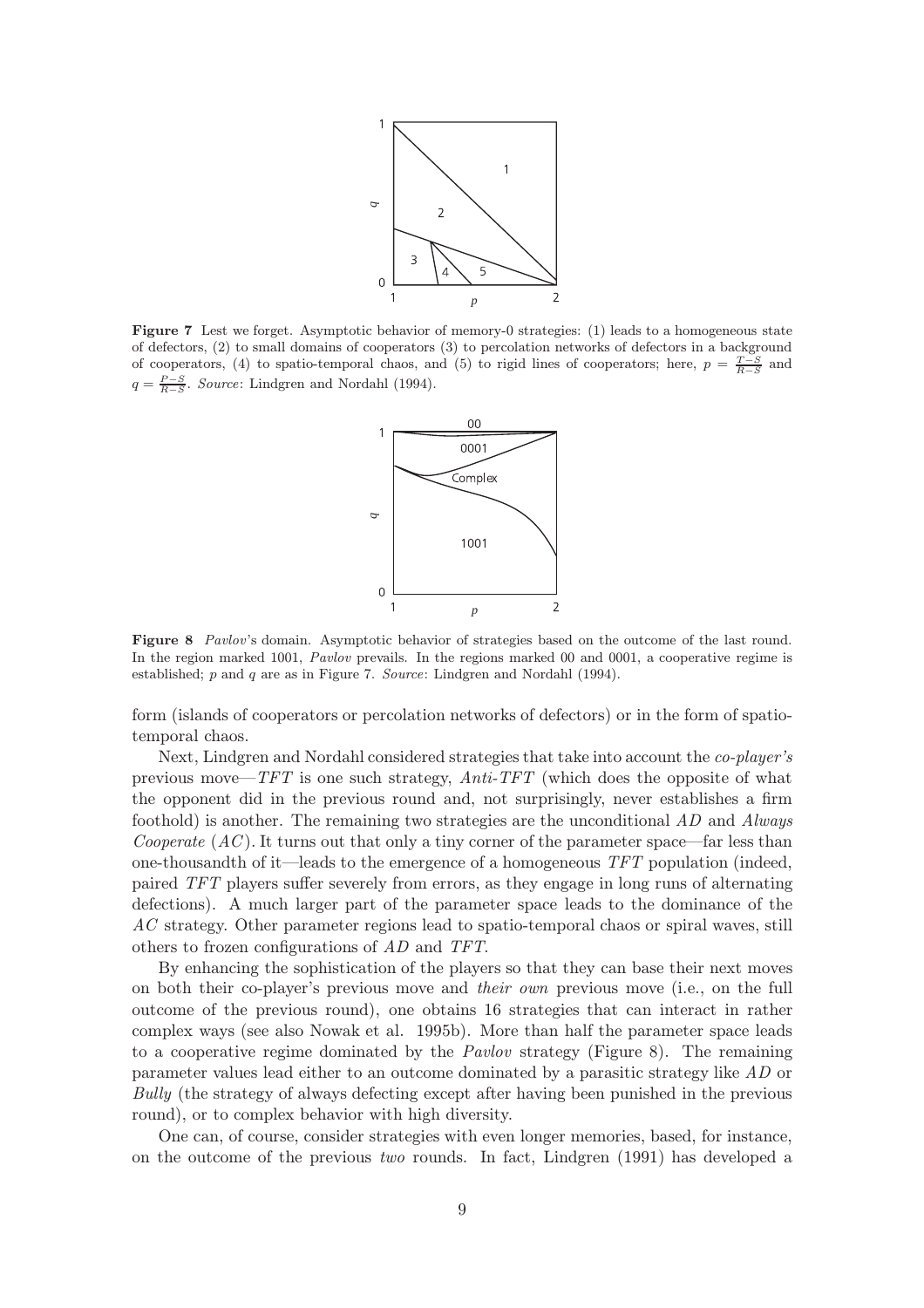**Figure 7** Lest we forget. Asymptotic behavior of memory-0 strategies: (1) leads to a homogeneous state of defectors, (2) to small domains of cooperators (3) to percolation networks of defectors in a background of cooperators, (4) to spatio-temporal chaos, and (5) to rigid lines of cooperators; here, $p = \frac{T-S}{R-S}$ and $q = \frac{P-S}{R-S}$. *Source*: Lindgren and Nordahl (1994).

**Figure 8** *Pavlov*'s domain. Asymptotic behavior of strategies based on the outcome of the last round. In the region marked 1001, *Pavlov* prevails. In the regions marked 00 and 0001, a cooperative regime is established; $p$ and $q$ are as in Figure 7. *Source*: Lindgren and Nordahl (1994).

form (islands of cooperators or percolation networks of defectors) or in the form of spatio-temporal chaos.

Next, Lindgren and Nordahl considered strategies that take into account the *co-player's* previous move—*TFT* is one such strategy, *Anti-TFT* (which does the opposite of what the opponent did in the previous round and, not surprisingly, never establishes a firm foothold) is another. The remaining two strategies are the unconditional *AD* and *Always Cooperate* (*AC*). It turns out that only a tiny corner of the parameter space—far less than one-thousandth of it—leads to the emergence of a homogeneous *TFT* population (indeed, paired *TFT* players suffer severely from errors, as they engage in long runs of alternating defections). A much larger part of the parameter space leads to the dominance of the *AC* strategy. Other parameter regions lead to spatio-temporal chaos or spiral waves, still others to frozen configurations of *AD* and *TFT*.

By enhancing the sophistication of the players so that they can base their next moves on both their co-player's previous move and *their own* previous move (i.e., on the full outcome of the previous round), one obtains 16 strategies that can interact in rather complex ways (see also Nowak et al. 1995b). More than half the parameter space leads to a cooperative regime dominated by the *Pavlov* strategy (Figure 8). The remaining parameter values lead either to an outcome dominated by a parasitic strategy like *AD* or *Bully* (the strategy of always defecting except after having been punished in the previous round), or to complex behavior with high diversity.

One can, of course, consider strategies with even longer memories, based, for instance, on the outcome of the previous *two* rounds. In fact, Lindgren (1991) has developed a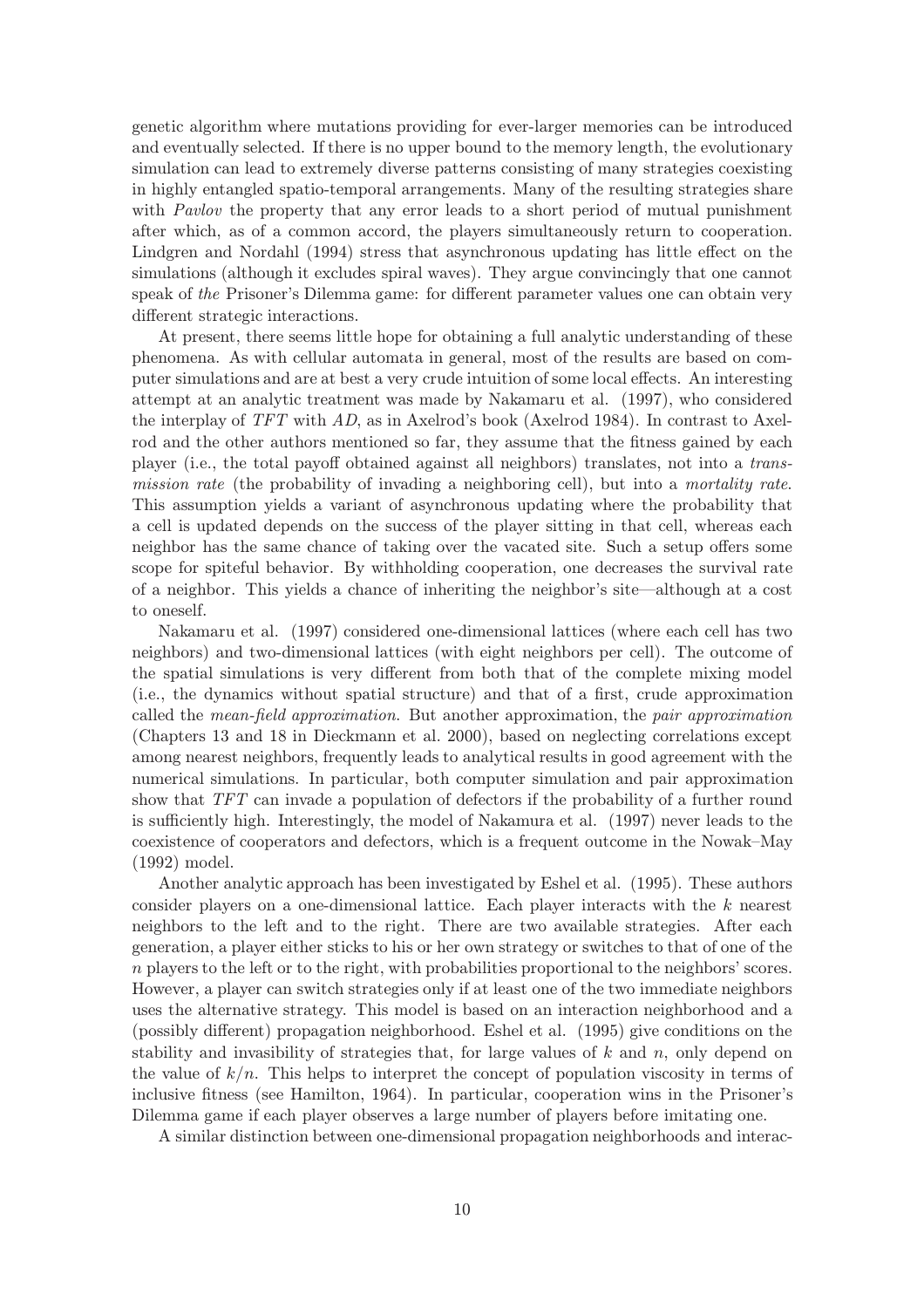genetic algorithm where mutations providing for ever-larger memories can be introduced and eventually selected. If there is no upper bound to the memory length, the evolutionary simulation can lead to extremely diverse patterns consisting of many strategies coexisting in highly entangled spatio-temporal arrangements. Many of the resulting strategies share with *Pavlov* the property that any error leads to a short period of mutual punishment after which, as of a common accord, the players simultaneously return to cooperation. Lindgren and Nordahl (1994) stress that asynchronous updating has little effect on the simulations (although it excludes spiral waves). They argue convincingly that one cannot speak of *the* Prisoner's Dilemma game: for different parameter values one can obtain very different strategic interactions.

At present, there seems little hope for obtaining a full analytic understanding of these phenomena. As with cellular automata in general, most of the results are based on computer simulations and are at best a very crude intuition of some local effects. An interesting attempt at an analytic treatment was made by Nakamaru et al. (1997), who considered the interplay of *TFT* with *AD*, as in Axelrod's book (Axelrod 1984). In contrast to Axelrod and the other authors mentioned so far, they assume that the fitness gained by each player (i.e., the total payoff obtained against all neighbors) translates, not into a *transmission rate* (the probability of invading a neighboring cell), but into a *mortality rate*. This assumption yields a variant of asynchronous updating where the probability that a cell is updated depends on the success of the player sitting in that cell, whereas each neighbor has the same chance of taking over the vacated site. Such a setup offers some scope for spiteful behavior. By withholding cooperation, one decreases the survival rate of a neighbor. This yields a chance of inheriting the neighbor's site—although at a cost to oneself.

Nakamaru et al. (1997) considered one-dimensional lattices (where each cell has two neighbors) and two-dimensional lattices (with eight neighbors per cell). The outcome of the spatial simulations is very different from both that of the complete mixing model (i.e., the dynamics without spatial structure) and that of a first, crude approximation called the *mean-field approximation*. But another approximation, the *pair approximation* (Chapters 13 and 18 in Dieckmann et al. 2000), based on neglecting correlations except among nearest neighbors, frequently leads to analytical results in good agreement with the numerical simulations. In particular, both computer simulation and pair approximation show that *TFT* can invade a population of defectors if the probability of a further round is sufficiently high. Interestingly, the model of Nakamura et al. (1997) never leads to the coexistence of cooperators and defectors, which is a frequent outcome in the Nowak–May (1992) model.

Another analytic approach has been investigated by Eshel et al. (1995). These authors consider players on a one-dimensional lattice. Each player interacts with the $k$ nearest neighbors to the left and to the right. There are two available strategies. After each generation, a player either sticks to his or her own strategy or switches to that of one of the $n$ players to the left or to the right, with probabilities proportional to the neighbors' scores. However, a player can switch strategies only if at least one of the two immediate neighbors uses the alternative strategy. This model is based on an interaction neighborhood and a (possibly different) propagation neighborhood. Eshel et al. (1995) give conditions on the stability and invasibility of strategies that, for large values of $k$ and $n$, only depend on the value of $k/n$. This helps to interpret the concept of population viscosity in terms of inclusive fitness (see Hamilton, 1964). In particular, cooperation wins in the Prisoner's Dilemma game if each player observes a large number of players before imitating one.

A similar distinction between one-dimensional propagation neighborhoods and interac-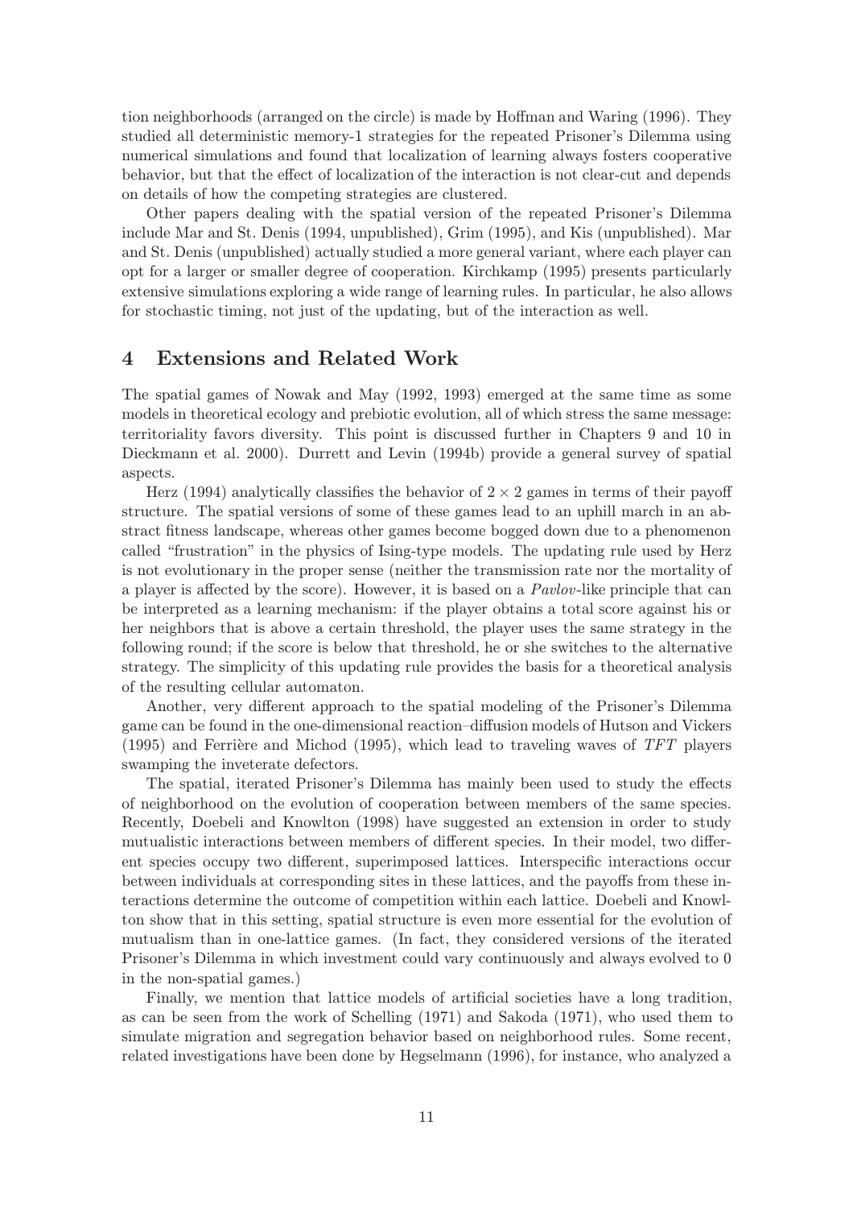tion neighborhoods (arranged on the circle) is made by Hoffman and Waring (1996). They studied all deterministic memory-1 strategies for the repeated Prisoner's Dilemma using numerical simulations and found that localization of learning always fosters cooperative behavior, but that the effect of localization of the interaction is not clear-cut and depends on details of how the competing strategies are clustered.

Other papers dealing with the spatial version of the repeated Prisoner's Dilemma include Mar and St. Denis (1994, unpublished), Grim (1995), and Kis (unpublished). Mar and St. Denis (unpublished) actually studied a more general variant, where each player can opt for a larger or smaller degree of cooperation. Kirchkamp (1995) presents particularly extensive simulations exploring a wide range of learning rules. In particular, he also allows for stochastic timing, not just of the updating, but of the interaction as well.

## 4 Extensions and Related Work

The spatial games of Nowak and May (1992, 1993) emerged at the same time as some models in theoretical ecology and prebiotic evolution, all of which stress the same message: territoriality favors diversity. This point is discussed further in Chapters 9 and 10 in Dieckmann et al. 2000). Durrett and Levin (1994b) provide a general survey of spatial aspects.

Herz (1994) analytically classifies the behavior of $2 \times 2$ games in terms of their payoff structure. The spatial versions of some of these games lead to an uphill march in an abstract fitness landscape, whereas other games become bogged down due to a phenomenon called "frustration" in the physics of Ising-type models. The updating rule used by Herz is not evolutionary in the proper sense (neither the transmission rate nor the mortality of a player is affected by the score). However, it is based on a *Pavlov*-like principle that can be interpreted as a learning mechanism: if the player obtains a total score against his or her neighbors that is above a certain threshold, the player uses the same strategy in the following round; if the score is below that threshold, he or she switches to the alternative strategy. The simplicity of this updating rule provides the basis for a theoretical analysis of the resulting cellular automaton.

Another, very different approach to the spatial modeling of the Prisoner's Dilemma game can be found in the one-dimensional reaction–diffusion models of Hutson and Vickers (1995) and Ferrière and Michod (1995), which lead to traveling waves of *TFT* players swamping the inveterate defectors.

The spatial, iterated Prisoner's Dilemma has mainly been used to study the effects of neighborhood on the evolution of cooperation between members of the same species. Recently, Doebeli and Knowlton (1998) have suggested an extension in order to study mutualistic interactions between members of different species. In their model, two different species occupy two different, superimposed lattices. Interspecific interactions occur between individuals at corresponding sites in these lattices, and the payoffs from these interactions determine the outcome of competition within each lattice. Doebeli and Knowlton show that in this setting, spatial structure is even more essential for the evolution of mutualism than in one-lattice games. (In fact, they considered versions of the iterated Prisoner's Dilemma in which investment could vary continuously and always evolved to 0 in the non-spatial games.)

Finally, we mention that lattice models of artificial societies have a long tradition, as can be seen from the work of Schelling (1971) and Sakoda (1971), who used them to simulate migration and segregation behavior based on neighborhood rules. Some recent, related investigations have been done by Hegselmann (1996), for instance, who analyzed a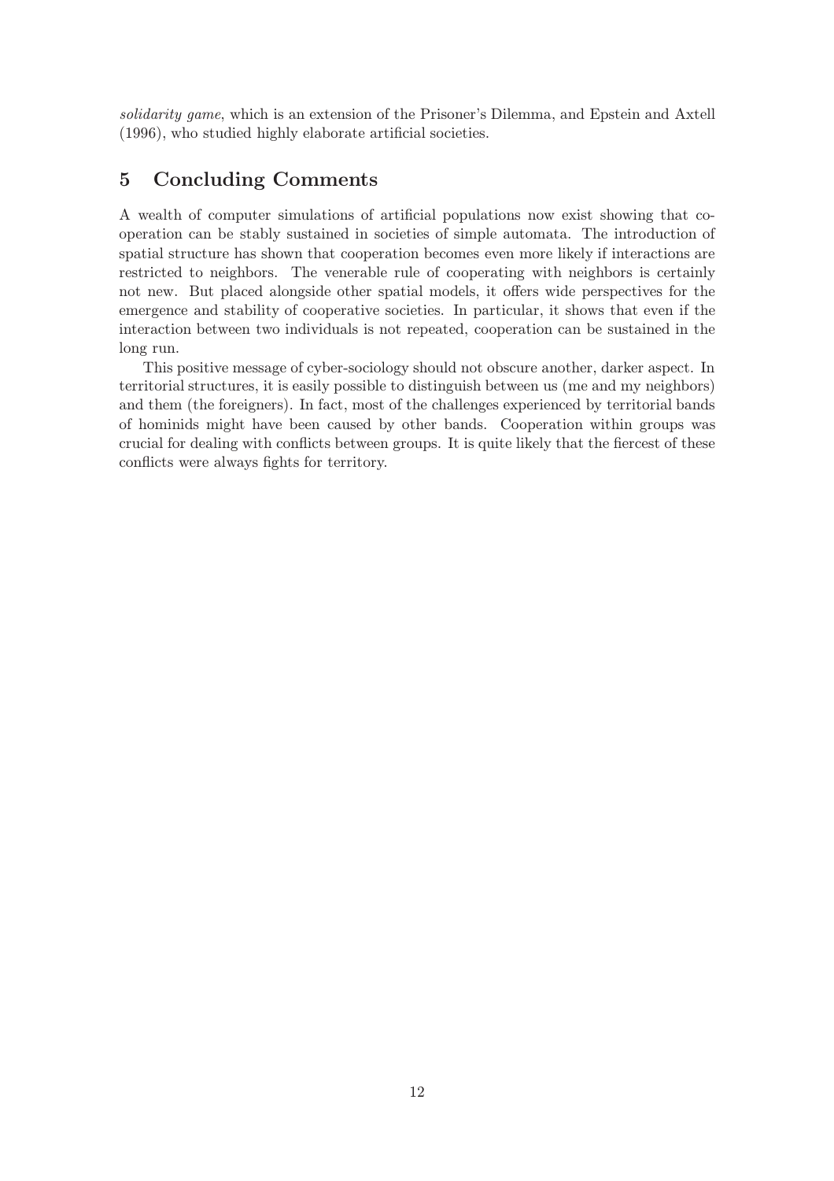*solidarity game*, which is an extension of the Prisoner's Dilemma, and Epstein and Axtell (1996), who studied highly elaborate artificial societies.

## 5 Concluding Comments

A wealth of computer simulations of artificial populations now exist showing that cooperation can be stably sustained in societies of simple automata. The introduction of spatial structure has shown that cooperation becomes even more likely if interactions are restricted to neighbors. The venerable rule of cooperating with neighbors is certainly not new. But placed alongside other spatial models, it offers wide perspectives for the emergence and stability of cooperative societies. In particular, it shows that even if the interaction between two individuals is not repeated, cooperation can be sustained in the long run.

This positive message of cyber-sociology should not obscure another, darker aspect. In territorial structures, it is easily possible to distinguish between us (me and my neighbors) and them (the foreigners). In fact, most of the challenges experienced by territorial bands of hominids might have been caused by other bands. Cooperation within groups was crucial for dealing with conflicts between groups. It is quite likely that the fiercest of these conflicts were always fights for territory.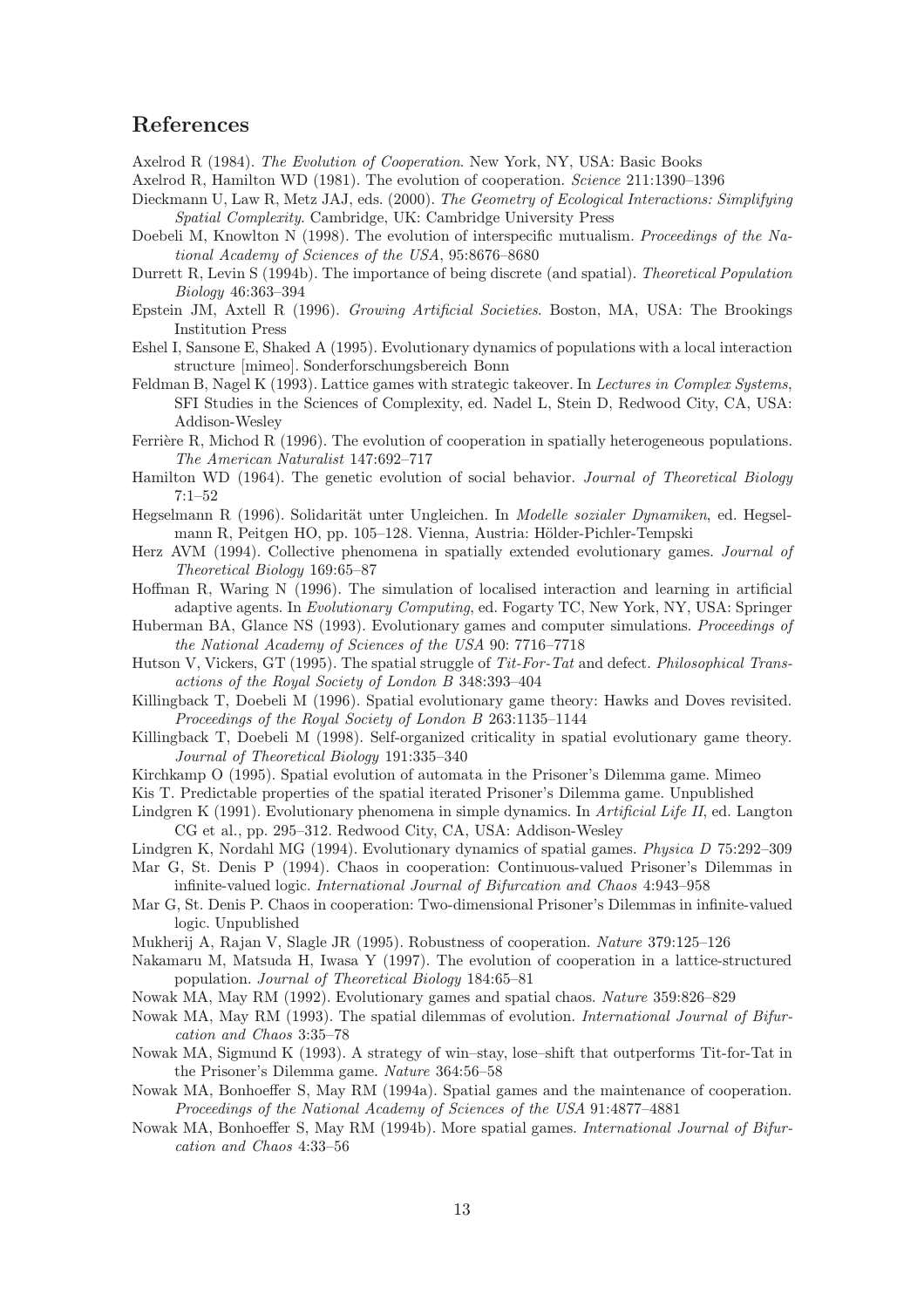## References

Axelrod R (1984). *The Evolution of Cooperation*. New York, NY, USA: Basic Books

Axelrod R, Hamilton WD (1981). The evolution of cooperation. *Science* 211:1390–1396

Dieckmann U, Law R, Metz JAJ, eds. (2000). *The Geometry of Ecological Interactions: Simplifying Spatial Complexity*. Cambridge, UK: Cambridge University Press

Doebeli M, Knowlton N (1998). The evolution of interspecific mutualism. *Proceedings of the National Academy of Sciences of the USA*, 95:8676–8680

Durrett R, Levin S (1994b). The importance of being discrete (and spatial). *Theoretical Population Biology* 46:363–394

Epstein JM, Axtell R (1996). *Growing Artificial Societies*. Boston, MA, USA: The Brookings Institution Press

Eshel I, Sansone E, Shaked A (1995). Evolutionary dynamics of populations with a local interaction structure [mimeo]. Sonderforschungsbereich Bonn

Feldman B, Nagel K (1993). Lattice games with strategic takeover. In *Lectures in Complex Systems*, SFI Studies in the Sciences of Complexity, ed. Nadel L, Stein D, Redwood City, CA, USA: Addison-Wesley

Ferrière R, Michod R (1996). The evolution of cooperation in spatially heterogeneous populations. *The American Naturalist* 147:692–717

Hamilton WD (1964). The genetic evolution of social behavior. *Journal of Theoretical Biology* 7:1–52

Hegselmann R (1996). Solidarität unter Ungleichen. In *Modelle sozialer Dynamiken*, ed. Hegselmann R, Peitgen HO, pp. 105–128. Vienna, Austria: Hölder-Pichler-Tempski

Herz AVM (1994). Collective phenomena in spatially extended evolutionary games. *Journal of Theoretical Biology* 169:65–87

Hoffman R, Waring N (1996). The simulation of localised interaction and learning in artificial adaptive agents. In *Evolutionary Computing*, ed. Fogarty TC, New York, NY, USA: Springer

Huberman BA, Glance NS (1993). Evolutionary games and computer simulations. *Proceedings of the National Academy of Sciences of the USA* 90: 7716–7718

Hutson V, Vickers, GT (1995). The spatial struggle of *Tit-For-Tat* and defect. *Philosophical Transactions of the Royal Society of London B* 348:393–404

Killingback T, Doebeli M (1996). Spatial evolutionary game theory: Hawks and Doves revisited. *Proceedings of the Royal Society of London B* 263:1135–1144

Killingback T, Doebeli M (1998). Self-organized criticality in spatial evolutionary game theory. *Journal of Theoretical Biology* 191:335–340

Kirchkamp O (1995). Spatial evolution of automata in the Prisoner's Dilemma game. Mimeo

Kis T. Predictable properties of the spatial iterated Prisoner's Dilemma game. Unpublished

Lindgren K (1991). Evolutionary phenomena in simple dynamics. In *Artificial Life II*, ed. Langton CG et al., pp. 295–312. Redwood City, CA, USA: Addison-Wesley

Lindgren K, Nordahl MG (1994). Evolutionary dynamics of spatial games. *Physica D* 75:292–309

Mar G, St. Denis P (1994). Chaos in cooperation: Continuous-valued Prisoner's Dilemmas in infinite-valued logic. *International Journal of Bifurcation and Chaos* 4:943–958

Mar G, St. Denis P. Chaos in cooperation: Two-dimensional Prisoner's Dilemmas in infinite-valued logic. Unpublished

Mukherij A, Rajan V, Slagle JR (1995). Robustness of cooperation. *Nature* 379:125–126

Nakamaru M, Matsuda H, Iwasa Y (1997). The evolution of cooperation in a lattice-structured population. *Journal of Theoretical Biology* 184:65–81

Nowak MA, May RM (1992). Evolutionary games and spatial chaos. *Nature* 359:826–829

Nowak MA, May RM (1993). The spatial dilemmas of evolution. *International Journal of Bifurcation and Chaos* 3:35–78

Nowak MA, Sigmund K (1993). A strategy of win–stay, lose–shift that outperforms Tit-for-Tat in the Prisoner's Dilemma game. *Nature* 364:56–58

Nowak MA, Bonhoeffer S, May RM (1994a). Spatial games and the maintenance of cooperation. *Proceedings of the National Academy of Sciences of the USA* 91:4877–4881

Nowak MA, Bonhoeffer S, May RM (1994b). More spatial games. *International Journal of Bifurcation and Chaos* 4:33–56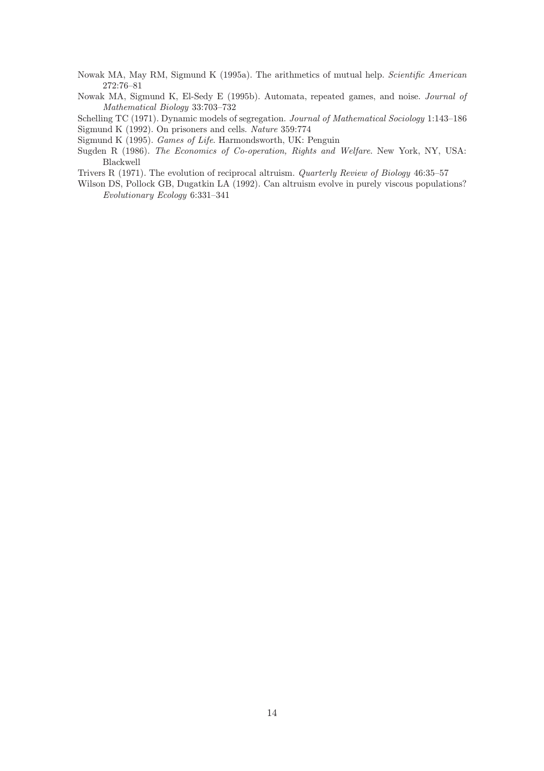Nowak MA, May RM, Sigmund K (1995a). The arithmetics of mutual help. *Scientific American* 272:76–81

Nowak MA, Sigmund K, El-Sedy E (1995b). Automata, repeated games, and noise. *Journal of Mathematical Biology* 33:703–732

Schelling TC (1971). Dynamic models of segregation. *Journal of Mathematical Sociology* 1:143–186

Sigmund K (1992). On prisoners and cells. *Nature* 359:774

Sigmund K (1995). *Games of Life*. Harmondsworth, UK: Penguin

Sugden R (1986). *The Economics of Co-operation, Rights and Welfare*. New York, NY, USA: Blackwell

Trivers R (1971). The evolution of reciprocal altruism. *Quarterly Review of Biology* 46:35–57

Wilson DS, Pollock GB, Dugatkin LA (1992). Can altruism evolve in purely viscous populations? *Evolutionary Ecology* 6:331–341